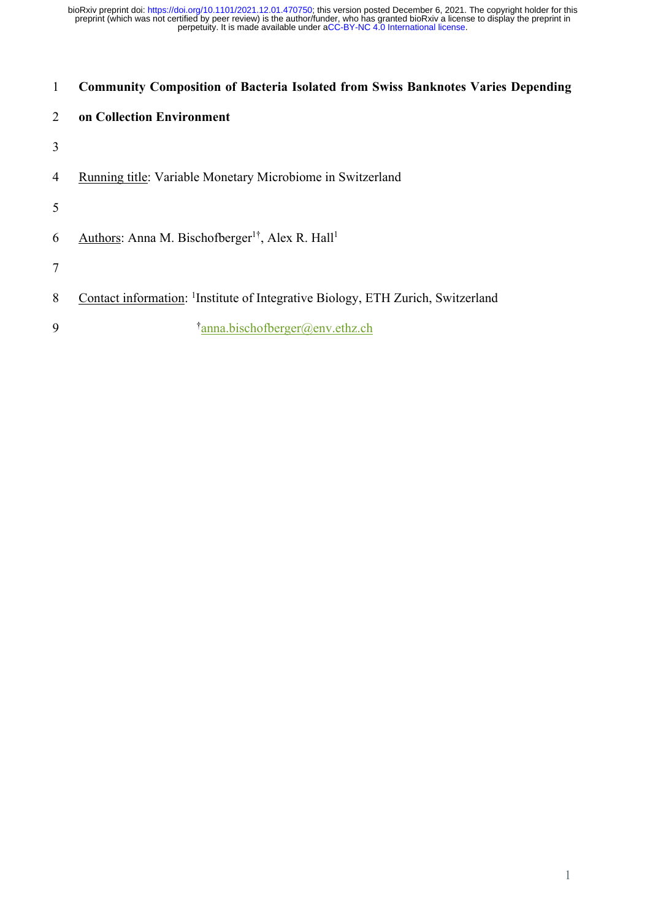# Community Composition of Bacteria Isolated from Swiss Banknotes Varies Depending on Collection Environment

Running title: Variable Monetary Microbiome in Switzerland

Authors: Anna M. Bischofberger[1†], Alex R. Hall[1]

Contact information: [1]Institute of Integrative Biology, ETH Zurich, Switzerland

[†]anna.bischofberger@env.ethz.ch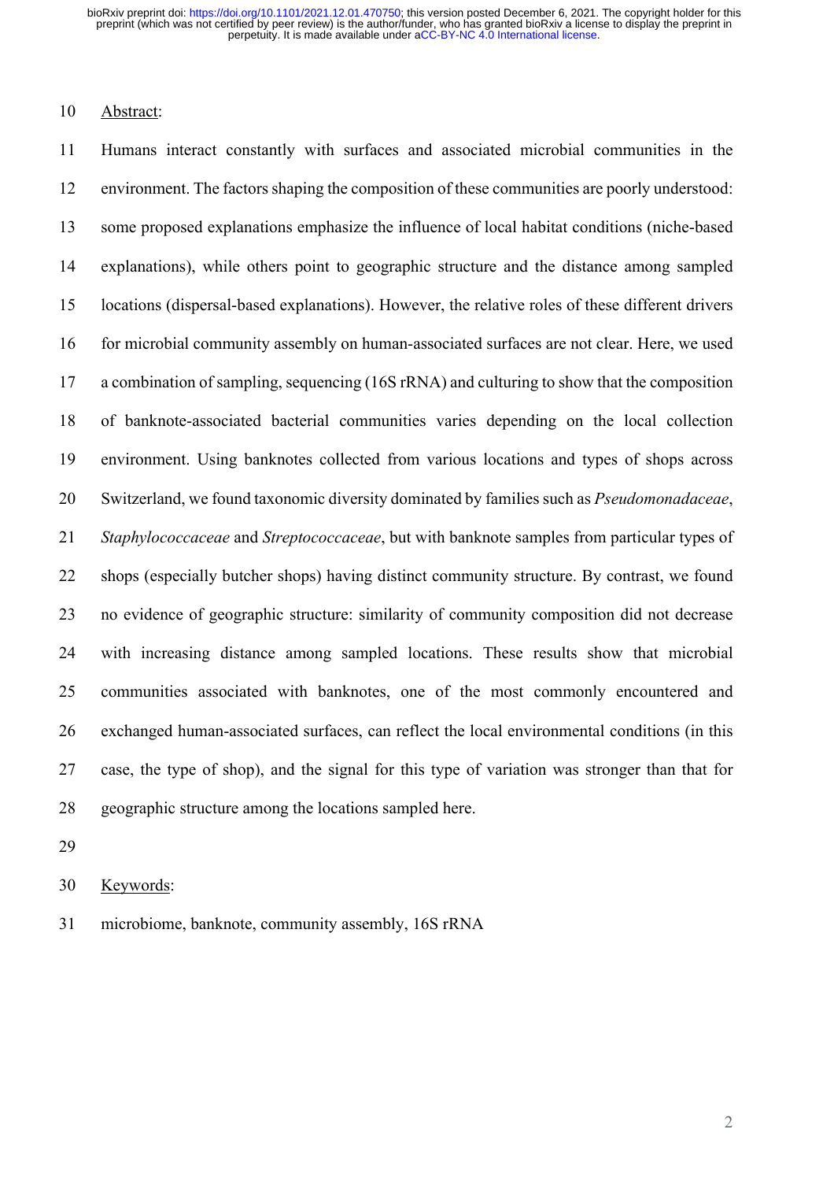Abstract:

Humans interact constantly with surfaces and associated microbial communities in the environment. The factors shaping the composition of these communities are poorly understood: some proposed explanations emphasize the influence of local habitat conditions (niche-based explanations), while others point to geographic structure and the distance among sampled locations (dispersal-based explanations). However, the relative roles of these different drivers for microbial community assembly on human-associated surfaces are not clear. Here, we used a combination of sampling, sequencing (16S rRNA) and culturing to show that the composition of banknote-associated bacterial communities varies depending on the local collection environment. Using banknotes collected from various locations and types of shops across Switzerland, we found taxonomic diversity dominated by families such as *Pseudomonadaceae*, *Staphylococcaceae* and *Streptococcaceae*, but with banknote samples from particular types of shops (especially butcher shops) having distinct community structure. By contrast, we found no evidence of geographic structure: similarity of community composition did not decrease with increasing distance among sampled locations. These results show that microbial communities associated with banknotes, one of the most commonly encountered and exchanged human-associated surfaces, can reflect the local environmental conditions (in this case, the type of shop), and the signal for this type of variation was stronger than that for geographic structure among the locations sampled here.

Keywords:

microbiome, banknote, community assembly, 16S rRNA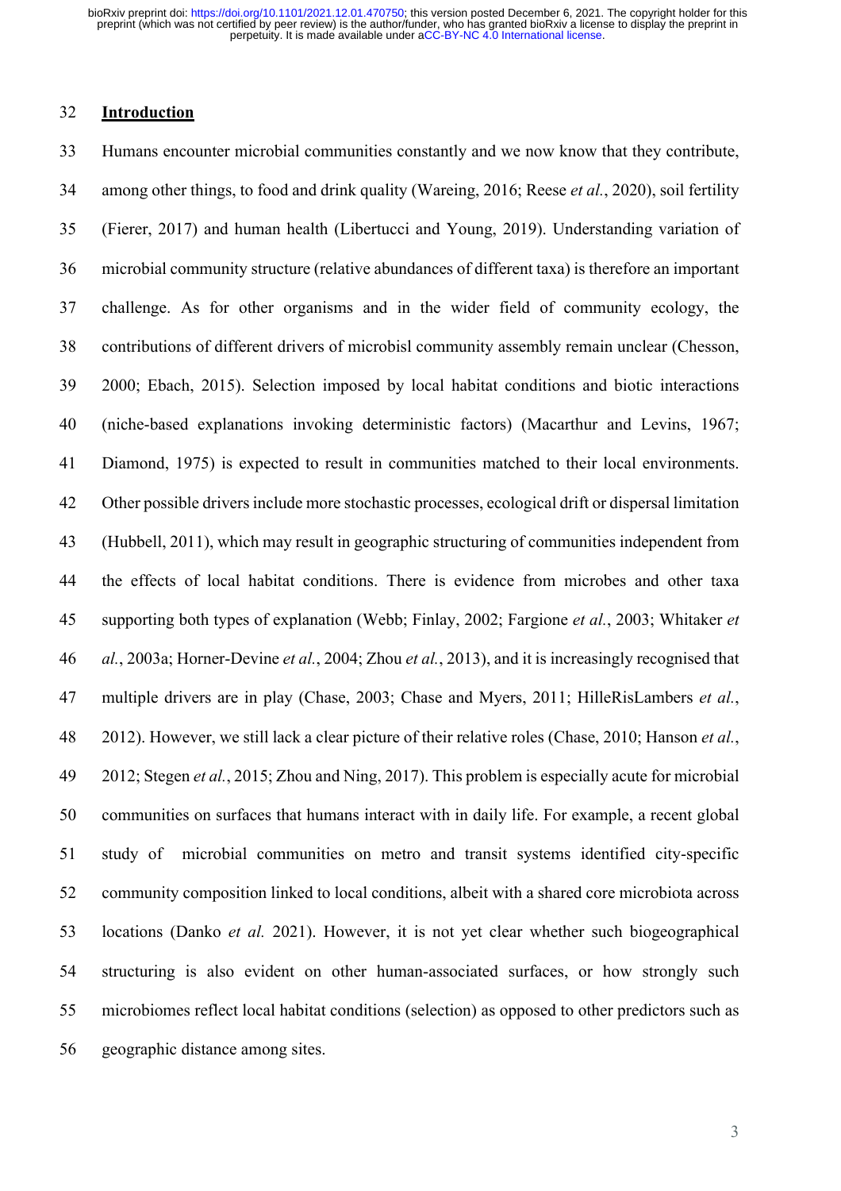## Introduction

Humans encounter microbial communities constantly and we now know that they contribute, among other things, to food and drink quality (Wareing, 2016; Reese *et al.*, 2020), soil fertility (Fierer, 2017) and human health (Libertucci and Young, 2019). Understanding variation of microbial community structure (relative abundances of different taxa) is therefore an important challenge. As for other organisms and in the wider field of community ecology, the contributions of different drivers of microbisl community assembly remain unclear (Chesson, 2000; Ebach, 2015). Selection imposed by local habitat conditions and biotic interactions (niche-based explanations invoking deterministic factors) (Macarthur and Levins, 1967; Diamond, 1975) is expected to result in communities matched to their local environments. Other possible drivers include more stochastic processes, ecological drift or dispersal limitation (Hubbell, 2011), which may result in geographic structuring of communities independent from the effects of local habitat conditions. There is evidence from microbes and other taxa supporting both types of explanation (Webb; Finlay, 2002; Fargione *et al.*, 2003; Whitaker *et al.*, 2003a; Horner-Devine *et al.*, 2004; Zhou *et al.*, 2013), and it is increasingly recognised that multiple drivers are in play (Chase, 2003; Chase and Myers, 2011; HilleRisLambers *et al.*, 2012). However, we still lack a clear picture of their relative roles (Chase, 2010; Hanson *et al.*, 2012; Stegen *et al.*, 2015; Zhou and Ning, 2017). This problem is especially acute for microbial communities on surfaces that humans interact with in daily life. For example, a recent global study of microbial communities on metro and transit systems identified city-specific community composition linked to local conditions, albeit with a shared core microbiota across locations (Danko *et al.* 2021). However, it is not yet clear whether such biogeographical structuring is also evident on other human-associated surfaces, or how strongly such microbiomes reflect local habitat conditions (selection) as opposed to other predictors such as geographic distance among sites.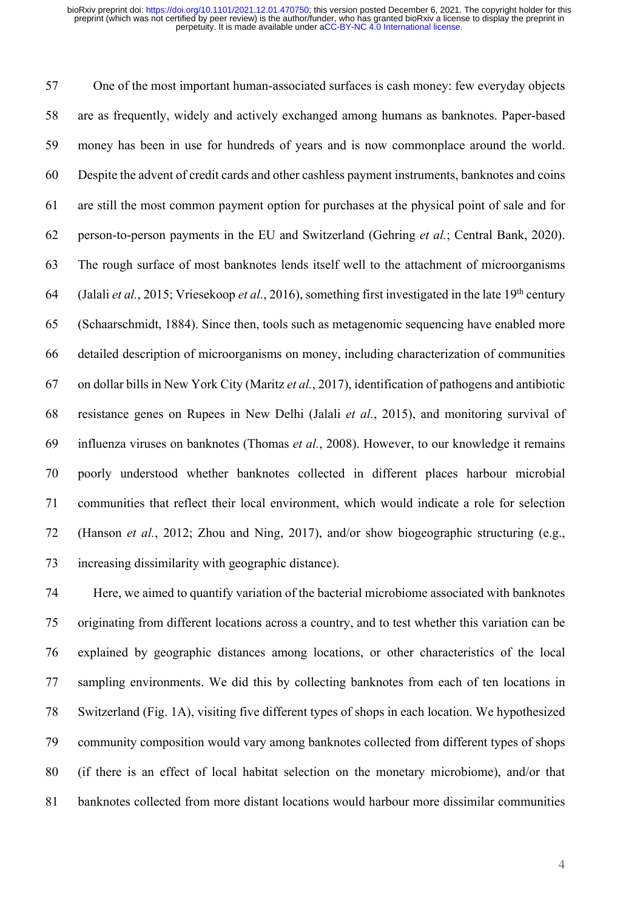One of the most important human-associated surfaces is cash money: few everyday objects are as frequently, widely and actively exchanged among humans as banknotes. Paper-based money has been in use for hundreds of years and is now commonplace around the world. Despite the advent of credit cards and other cashless payment instruments, banknotes and coins are still the most common payment option for purchases at the physical point of sale and for person-to-person payments in the EU and Switzerland (Gehring *et al.*; Central Bank, 2020). The rough surface of most banknotes lends itself well to the attachment of microorganisms (Jalali *et al.*, 2015; Vriesekoop *et al.*, 2016), something first investigated in the late 19th century (Schaarschmidt, 1884). Since then, tools such as metagenomic sequencing have enabled more detailed description of microorganisms on money, including characterization of communities on dollar bills in New York City (Maritz *et al.*, 2017), identification of pathogens and antibiotic resistance genes on Rupees in New Delhi (Jalali *et al.*, 2015), and monitoring survival of influenza viruses on banknotes (Thomas *et al.*, 2008). However, to our knowledge it remains poorly understood whether banknotes collected in different places harbour microbial communities that reflect their local environment, which would indicate a role for selection (Hanson *et al.*, 2012; Zhou and Ning, 2017), and/or show biogeographic structuring (e.g., increasing dissimilarity with geographic distance).

Here, we aimed to quantify variation of the bacterial microbiome associated with banknotes originating from different locations across a country, and to test whether this variation can be explained by geographic distances among locations, or other characteristics of the local sampling environments. We did this by collecting banknotes from each of ten locations in Switzerland (Fig. 1A), visiting five different types of shops in each location. We hypothesized community composition would vary among banknotes collected from different types of shops (if there is an effect of local habitat selection on the monetary microbiome), and/or that banknotes collected from more distant locations would harbour more dissimilar communities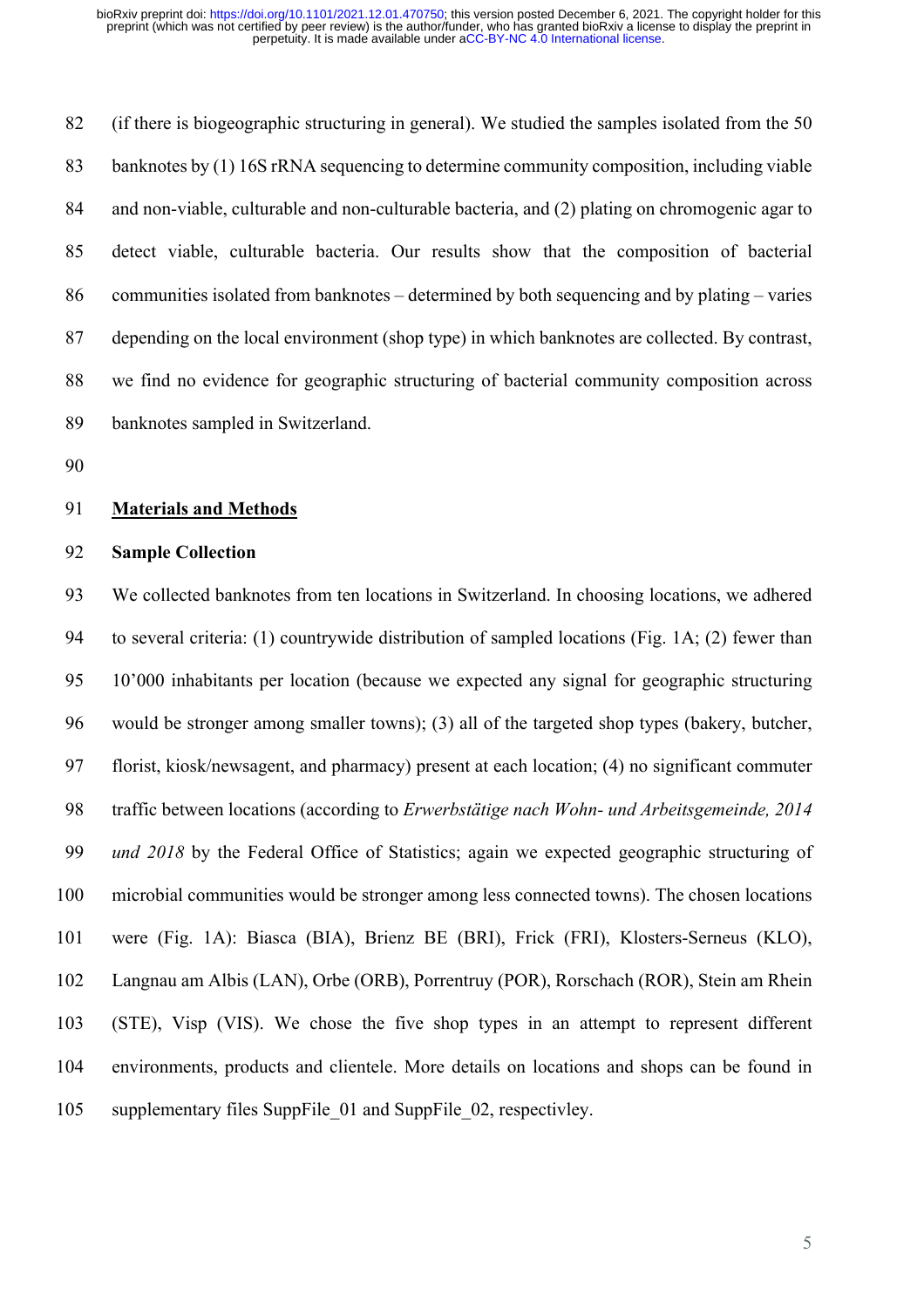(if there is biogeographic structuring in general). We studied the samples isolated from the 50 banknotes by (1) 16S rRNA sequencing to determine community composition, including viable and non-viable, culturable and non-culturable bacteria, and (2) plating on chromogenic agar to detect viable, culturable bacteria. Our results show that the composition of bacterial communities isolated from banknotes – determined by both sequencing and by plating – varies depending on the local environment (shop type) in which banknotes are collected. By contrast, we find no evidence for geographic structuring of bacterial community composition across banknotes sampled in Switzerland.

## Materials and Methods

### Sample Collection

We collected banknotes from ten locations in Switzerland. In choosing locations, we adhered to several criteria: (1) countrywide distribution of sampled locations (Fig. 1A; (2) fewer than 10'000 inhabitants per location (because we expected any signal for geographic structuring would be stronger among smaller towns); (3) all of the targeted shop types (bakery, butcher, florist, kiosk/newsagent, and pharmacy) present at each location; (4) no significant commuter traffic between locations (according to *Erwerbstätige nach Wohn- und Arbeitsgemeinde, 2014 und 2018* by the Federal Office of Statistics; again we expected geographic structuring of microbial communities would be stronger among less connected towns). The chosen locations were (Fig. 1A): Biasca (BIA), Brienz BE (BRI), Frick (FRI), Klosters-Serneus (KLO), Langnau am Albis (LAN), Orbe (ORB), Porrentruy (POR), Rorschach (ROR), Stein am Rhein (STE), Visp (VIS). We chose the five shop types in an attempt to represent different environments, products and clientele. More details on locations and shops can be found in supplementary files SuppFile_01 and SuppFile_02, respectivley.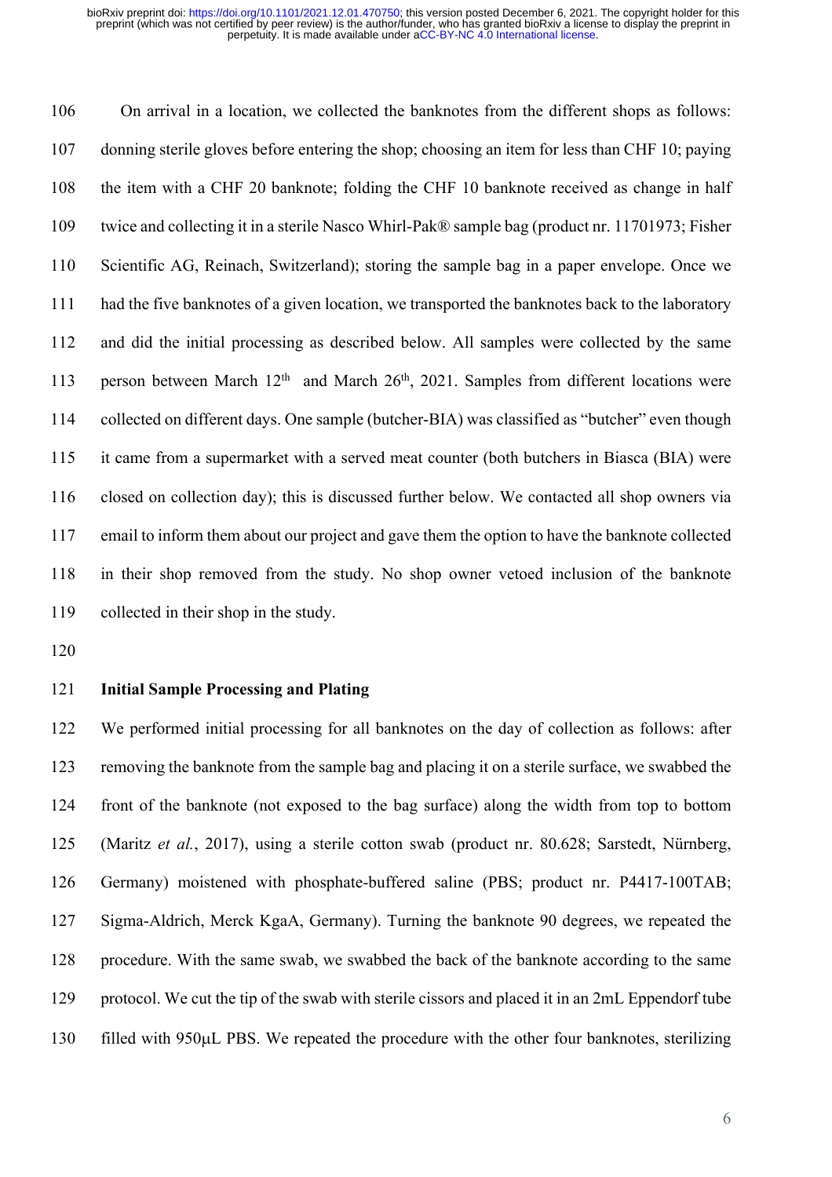On arrival in a location, we collected the banknotes from the different shops as follows: donning sterile gloves before entering the shop; choosing an item for less than CHF 10; paying the item with a CHF 20 banknote; folding the CHF 10 banknote received as change in half twice and collecting it in a sterile Nasco Whirl-Pak® sample bag (product nr. 11701973; Fisher Scientific AG, Reinach, Switzerland); storing the sample bag in a paper envelope. Once we had the five banknotes of a given location, we transported the banknotes back to the laboratory and did the initial processing as described below. All samples were collected by the same person between March 12th and March 26th, 2021. Samples from different locations were collected on different days. One sample (butcher-BIA) was classified as "butcher" even though it came from a supermarket with a served meat counter (both butchers in Biasca (BIA) were closed on collection day); this is discussed further below. We contacted all shop owners via email to inform them about our project and gave them the option to have the banknote collected in their shop removed from the study. No shop owner vetoed inclusion of the banknote collected in their shop in the study.

**Initial Sample Processing and Plating**

We performed initial processing for all banknotes on the day of collection as follows: after removing the banknote from the sample bag and placing it on a sterile surface, we swabbed the front of the banknote (not exposed to the bag surface) along the width from top to bottom (Maritz *et al.*, 2017), using a sterile cotton swab (product nr. 80.628; Sarstedt, Nürnberg, Germany) moistened with phosphate-buffered saline (PBS; product nr. P4417-100TAB; Sigma-Aldrich, Merck KgaA, Germany). Turning the banknote 90 degrees, we repeated the procedure. With the same swab, we swabbed the back of the banknote according to the same protocol. We cut the tip of the swab with sterile cissors and placed it in an 2mL Eppendorf tube filled with 950μL PBS. We repeated the procedure with the other four banknotes, sterilizing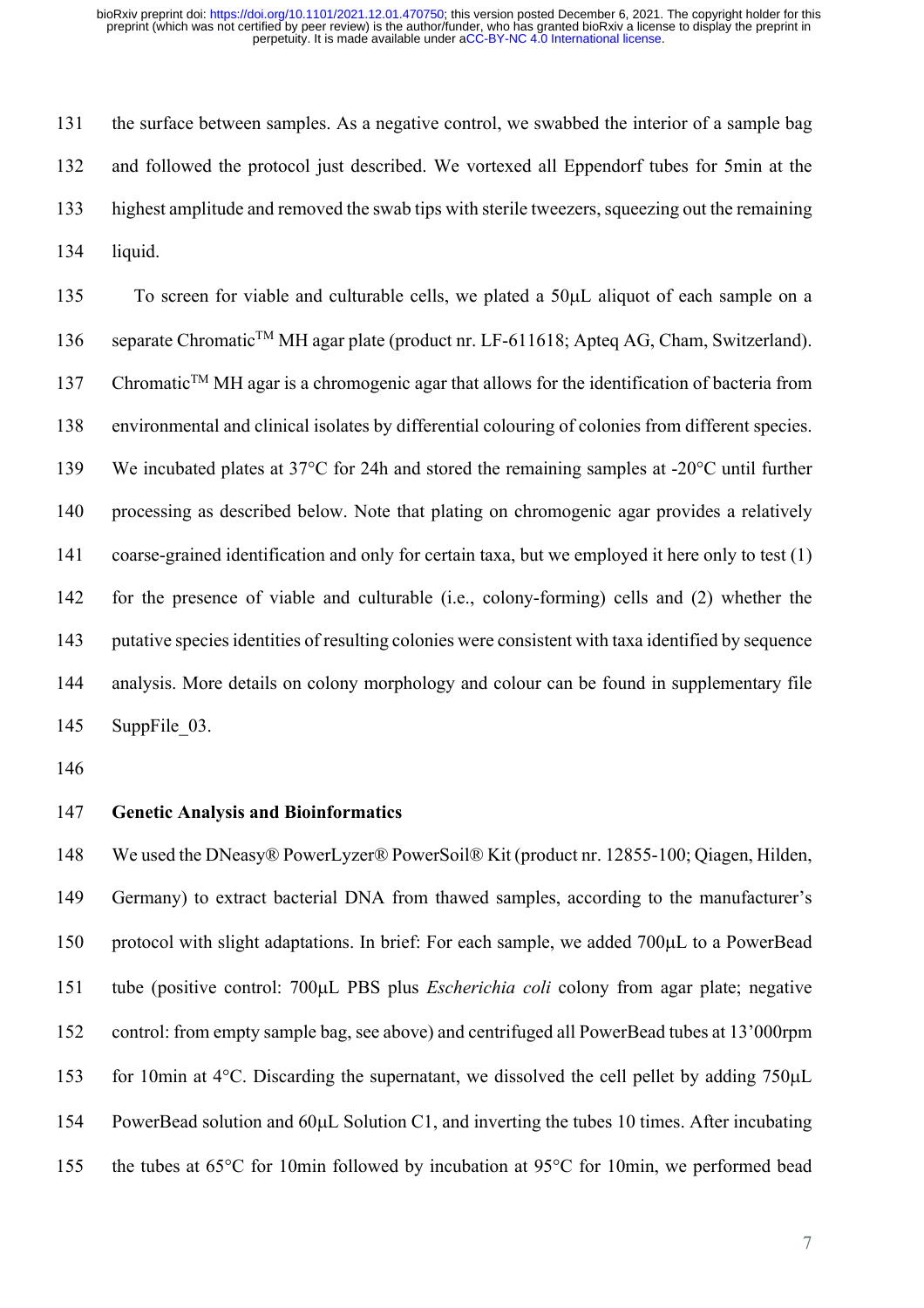the surface between samples. As a negative control, we swabbed the interior of a sample bag and followed the protocol just described. We vortexed all Eppendorf tubes for 5min at the highest amplitude and removed the swab tips with sterile tweezers, squeezing out the remaining liquid.

To screen for viable and culturable cells, we plated a 50µL aliquot of each sample on a separate Chromatic™ MH agar plate (product nr. LF-611618; Apteq AG, Cham, Switzerland). Chromatic™ MH agar is a chromogenic agar that allows for the identification of bacteria from environmental and clinical isolates by differential colouring of colonies from different species. We incubated plates at 37°C for 24h and stored the remaining samples at -20°C until further processing as described below. Note that plating on chromogenic agar provides a relatively coarse-grained identification and only for certain taxa, but we employed it here only to test (1) for the presence of viable and culturable (i.e., colony-forming) cells and (2) whether the putative species identities of resulting colonies were consistent with taxa identified by sequence analysis. More details on colony morphology and colour can be found in supplementary file SuppFile_03.

**Genetic Analysis and Bioinformatics**

We used the DNeasy® PowerLyzer® PowerSoil® Kit (product nr. 12855-100; Qiagen, Hilden, Germany) to extract bacterial DNA from thawed samples, according to the manufacturer's protocol with slight adaptations. In brief: For each sample, we added 700µL to a PowerBead tube (positive control: 700µL PBS plus *Escherichia coli* colony from agar plate; negative control: from empty sample bag, see above) and centrifuged all PowerBead tubes at 13'000rpm for 10min at 4°C. Discarding the supernatant, we dissolved the cell pellet by adding 750µL PowerBead solution and 60µL Solution C1, and inverting the tubes 10 times. After incubating the tubes at 65°C for 10min followed by incubation at 95°C for 10min, we performed bead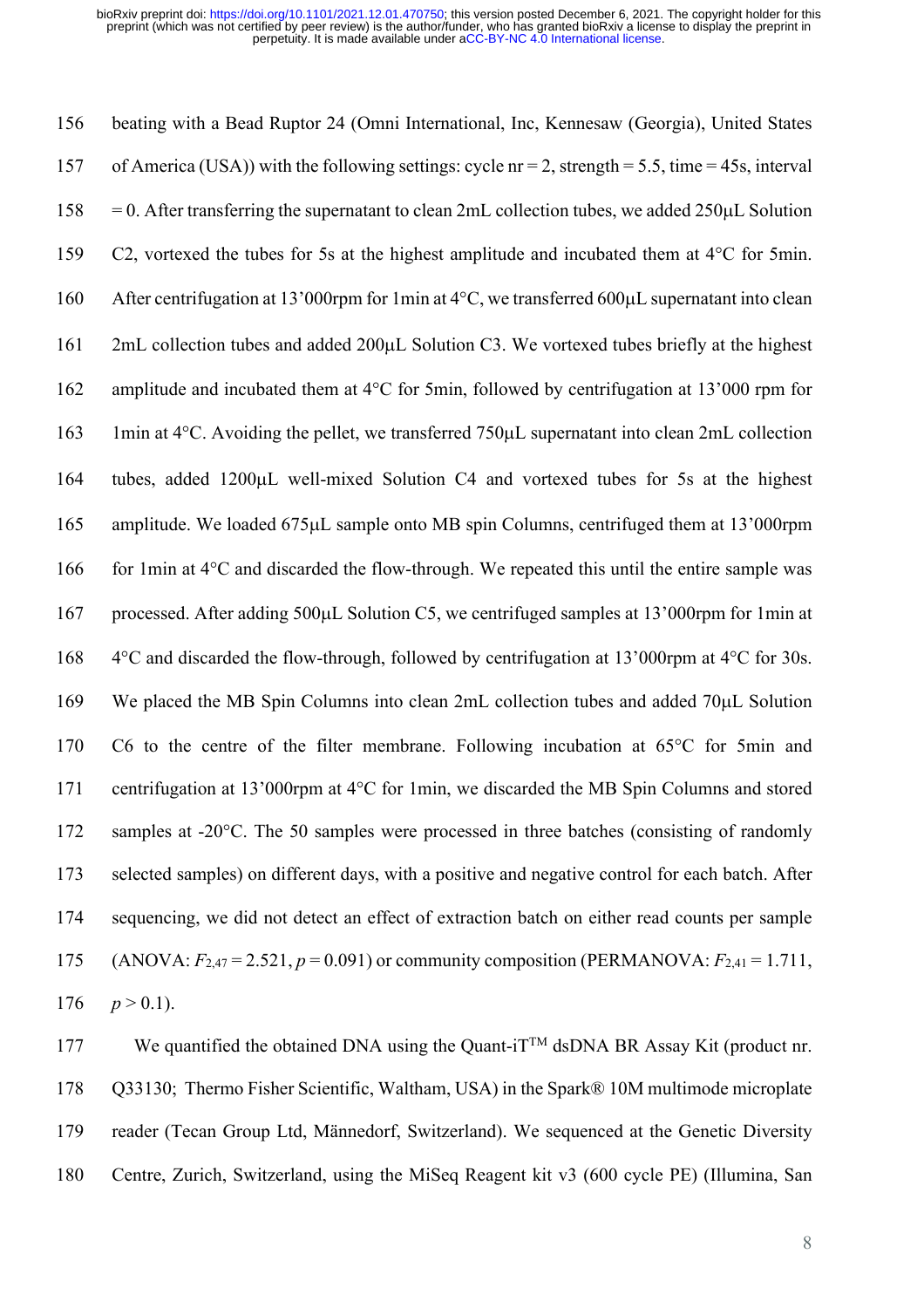beating with a Bead Ruptor 24 (Omni International, Inc, Kennesaw (Georgia), United States of America (USA)) with the following settings: cycle nr = 2, strength = 5.5, time = 45s, interval = 0. After transferring the supernatant to clean 2mL collection tubes, we added 250µL Solution C2, vortexed the tubes for 5s at the highest amplitude and incubated them at 4°C for 5min. After centrifugation at 13'000rpm for 1min at 4°C, we transferred 600µL supernatant into clean 2mL collection tubes and added 200µL Solution C3. We vortexed tubes briefly at the highest amplitude and incubated them at 4°C for 5min, followed by centrifugation at 13'000 rpm for 1min at 4°C. Avoiding the pellet, we transferred 750µL supernatant into clean 2mL collection tubes, added 1200µL well-mixed Solution C4 and vortexed tubes for 5s at the highest amplitude. We loaded 675µL sample onto MB spin Columns, centrifuged them at 13'000rpm for 1min at 4°C and discarded the flow-through. We repeated this until the entire sample was processed. After adding 500µL Solution C5, we centrifuged samples at 13'000rpm for 1min at 4°C and discarded the flow-through, followed by centrifugation at 13'000rpm at 4°C for 30s. We placed the MB Spin Columns into clean 2mL collection tubes and added 70µL Solution C6 to the centre of the filter membrane. Following incubation at 65°C for 5min and centrifugation at 13'000rpm at 4°C for 1min, we discarded the MB Spin Columns and stored samples at -20°C. The 50 samples were processed in three batches (consisting of randomly selected samples) on different days, with a positive and negative control for each batch. After sequencing, we did not detect an effect of extraction batch on either read counts per sample (ANOVA: $F_{2,47} = 2.521$, $p = 0.091$) or community composition (PERMANOVA: $F_{2,41} = 1.711$, $p > 0.1$).

We quantified the obtained DNA using the Quant-iT™ dsDNA BR Assay Kit (product nr. Q33130; Thermo Fisher Scientific, Waltham, USA) in the Spark® 10M multimode microplate reader (Tecan Group Ltd, Männedorf, Switzerland). We sequenced at the Genetic Diversity Centre, Zurich, Switzerland, using the MiSeq Reagent kit v3 (600 cycle PE) (Illumina, San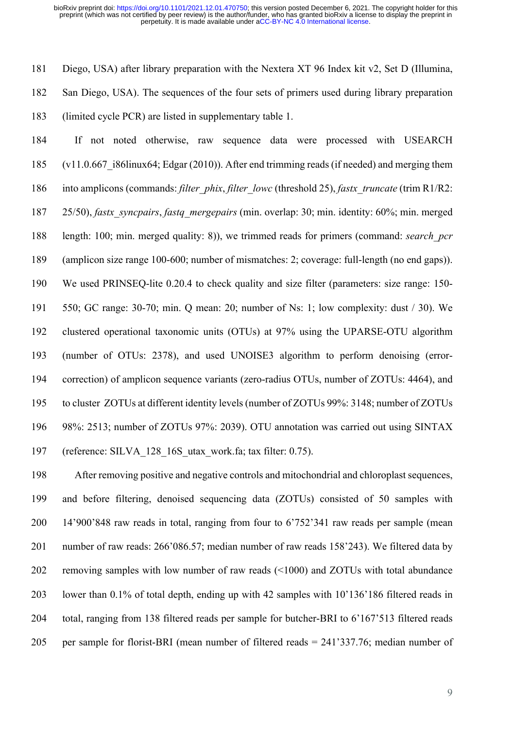Diego, USA) after library preparation with the Nextera XT 96 Index kit v2, Set D (Illumina, San Diego, USA). The sequences of the four sets of primers used during library preparation (limited cycle PCR) are listed in supplementary table 1.

If not noted otherwise, raw sequence data were processed with USEARCH (v11.0.667_i86linux64; Edgar (2010)). After end trimming reads (if needed) and merging them into amplicons (commands: *filter_phix*, *filter_lowc* (threshold 25), *fastx_truncate* (trim R1/R2: 25/50), *fastx_syncpairs*, *fastq_mergepairs* (min. overlap: 30; min. identity: 60%; min. merged length: 100; min. merged quality: 8)), we trimmed reads for primers (command: *search_pcr* (amplicon size range 100-600; number of mismatches: 2; coverage: full-length (no end gaps)). We used PRINSEQ-lite 0.20.4 to check quality and size filter (parameters: size range: 150-550; GC range: 30-70; min. Q mean: 20; number of Ns: 1; low complexity: dust / 30). We clustered operational taxonomic units (OTUs) at 97% using the UPARSE-OTU algorithm (number of OTUs: 2378), and used UNOISE3 algorithm to perform denoising (error-correction) of amplicon sequence variants (zero-radius OTUs, number of ZOTUs: 4464), and to cluster ZOTUs at different identity levels (number of ZOTUs 99%: 3148; number of ZOTUs 98%: 2513; number of ZOTUs 97%: 2039). OTU annotation was carried out using SINTAX (reference: SILVA_128_16S_utax_work.fa; tax filter: 0.75).

After removing positive and negative controls and mitochondrial and chloroplast sequences, and before filtering, denoised sequencing data (ZOTUs) consisted of 50 samples with 14'900'848 raw reads in total, ranging from four to 6'752'341 raw reads per sample (mean number of raw reads: 266'086.57; median number of raw reads 158'243). We filtered data by removing samples with low number of raw reads (<1000) and ZOTUs with total abundance lower than 0.1% of total depth, ending up with 42 samples with 10'136'186 filtered reads in total, ranging from 138 filtered reads per sample for butcher-BRI to 6'167'513 filtered reads per sample for florist-BRI (mean number of filtered reads = 241'337.76; median number of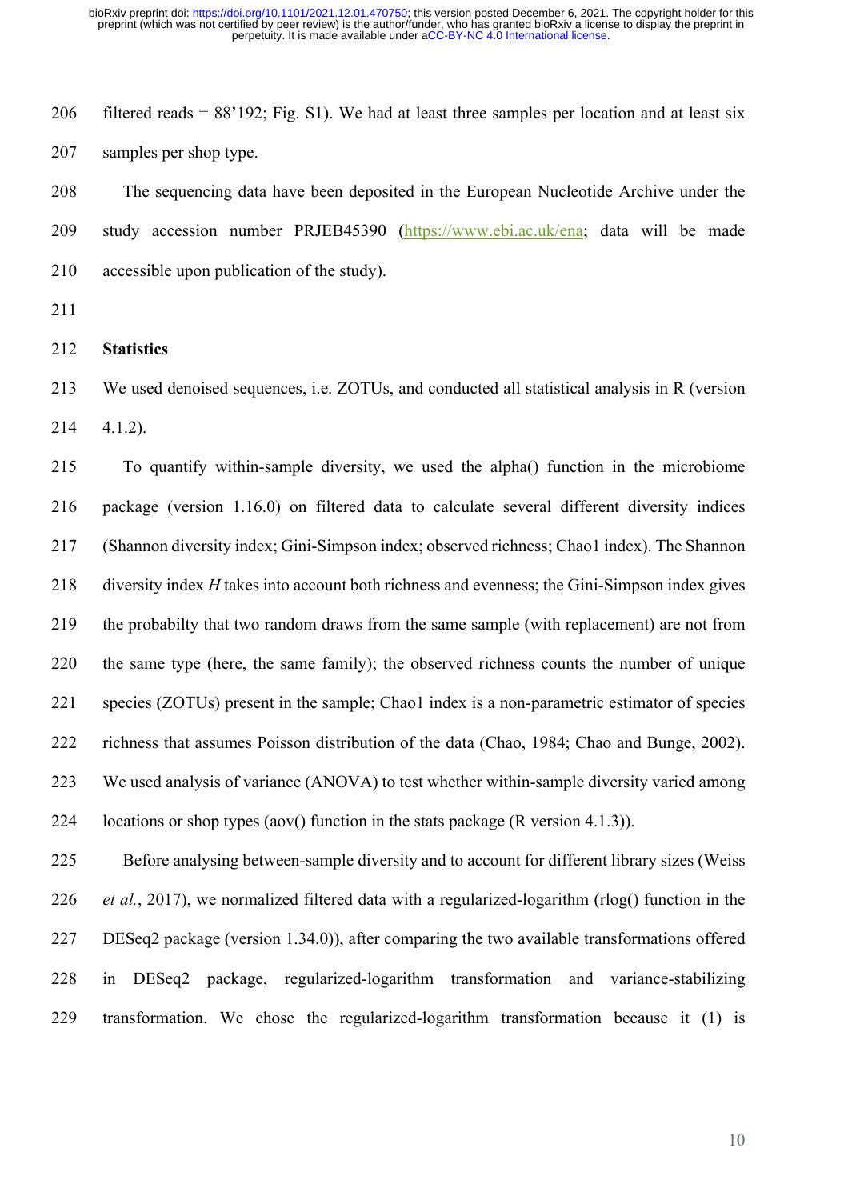filtered reads = 88'192; Fig. S1). We had at least three samples per location and at least six samples per shop type.

The sequencing data have been deposited in the European Nucleotide Archive under the study accession number PRJEB45390 (https://www.ebi.ac.uk/ena; data will be made accessible upon publication of the study).

## Statistics

We used denoised sequences, i.e. ZOTUs, and conducted all statistical analysis in R (version 4.1.2).

To quantify within-sample diversity, we used the alpha() function in the microbiome package (version 1.16.0) on filtered data to calculate several different diversity indices (Shannon diversity index; Gini-Simpson index; observed richness; Chao1 index). The Shannon diversity index $H$ takes into account both richness and evenness; the Gini-Simpson index gives the probabilty that two random draws from the same sample (with replacement) are not from the same type (here, the same family); the observed richness counts the number of unique species (ZOTUs) present in the sample; Chao1 index is a non-parametric estimator of species richness that assumes Poisson distribution of the data (Chao, 1984; Chao and Bunge, 2002). We used analysis of variance (ANOVA) to test whether within-sample diversity varied among locations or shop types (aov() function in the stats package (R version 4.1.3)).

Before analysing between-sample diversity and to account for different library sizes (Weiss *et al.*, 2017), we normalized filtered data with a regularized-logarithm (rlog() function in the DESeq2 package (version 1.34.0)), after comparing the two available transformations offered in DESeq2 package, regularized-logarithm transformation and variance-stabilizing transformation. We chose the regularized-logarithm transformation because it (1) is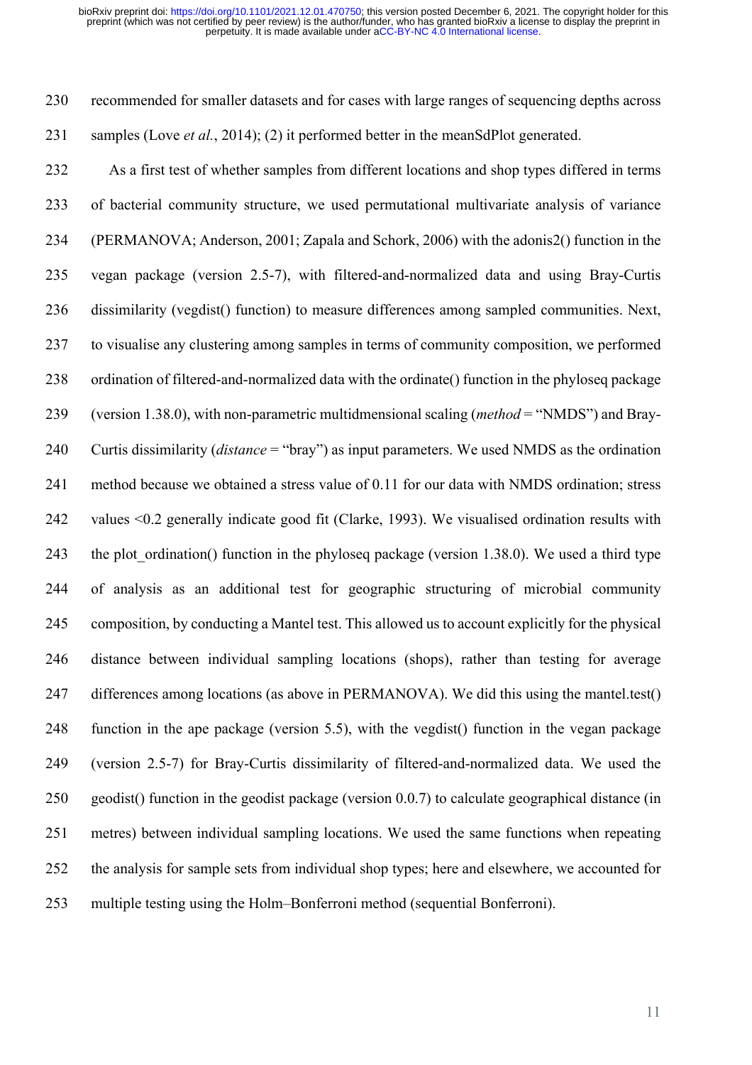recommended for smaller datasets and for cases with large ranges of sequencing depths across samples (Love *et al.*, 2014); (2) it performed better in the meanSdPlot generated.

As a first test of whether samples from different locations and shop types differed in terms of bacterial community structure, we used permutational multivariate analysis of variance (PERMANOVA; Anderson, 2001; Zapala and Schork, 2006) with the adonis2() function in the vegan package (version 2.5-7), with filtered-and-normalized data and using Bray-Curtis dissimilarity (vegdist() function) to measure differences among sampled communities. Next, to visualise any clustering among samples in terms of community composition, we performed ordination of filtered-and-normalized data with the ordinate() function in the phyloseq package (version 1.38.0), with non-parametric multidmensional scaling (*method* = "NMDS") and Bray-Curtis dissimilarity (*distance* = "bray") as input parameters. We used NMDS as the ordination method because we obtained a stress value of 0.11 for our data with NMDS ordination; stress values <0.2 generally indicate good fit (Clarke, 1993). We visualised ordination results with the plot_ordination() function in the phyloseq package (version 1.38.0). We used a third type of analysis as an additional test for geographic structuring of microbial community composition, by conducting a Mantel test. This allowed us to account explicitly for the physical distance between individual sampling locations (shops), rather than testing for average differences among locations (as above in PERMANOVA). We did this using the mantel.test() function in the ape package (version 5.5), with the vegdist() function in the vegan package (version 2.5-7) for Bray-Curtis dissimilarity of filtered-and-normalized data. We used the geodist() function in the geodist package (version 0.0.7) to calculate geographical distance (in metres) between individual sampling locations. We used the same functions when repeating the analysis for sample sets from individual shop types; here and elsewhere, we accounted for multiple testing using the Holm–Bonferroni method (sequential Bonferroni).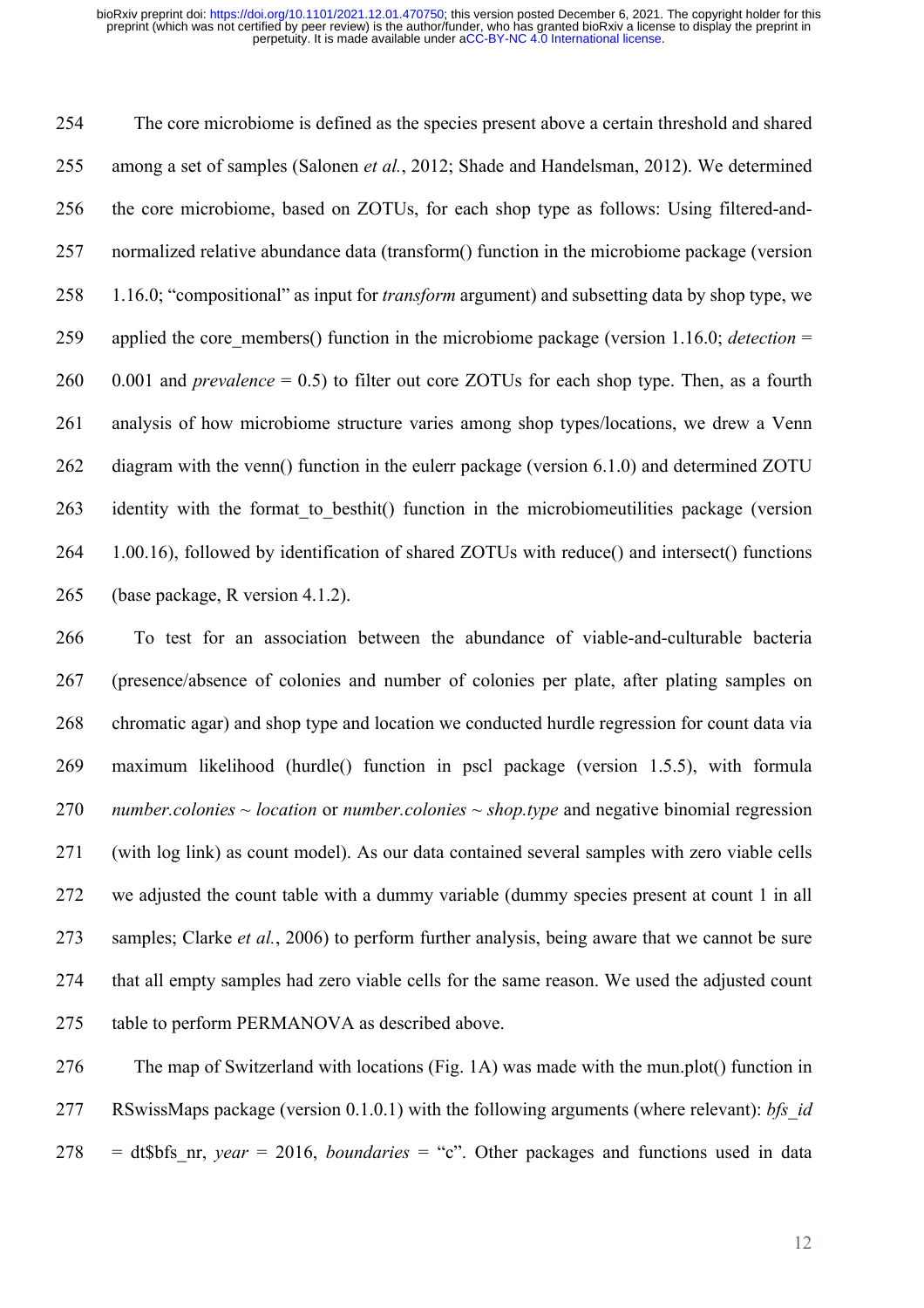The core microbiome is defined as the species present above a certain threshold and shared among a set of samples (Salonen *et al.*, 2012; Shade and Handelsman, 2012). We determined the core microbiome, based on ZOTUs, for each shop type as follows: Using filtered-and-normalized relative abundance data (transform() function in the microbiome package (version 1.16.0; "compositional" as input for *transform* argument) and subsetting data by shop type, we applied the core_members() function in the microbiome package (version 1.16.0; *detection* = 0.001 and *prevalence* = 0.5) to filter out core ZOTUs for each shop type. Then, as a fourth analysis of how microbiome structure varies among shop types/locations, we drew a Venn diagram with the venn() function in the eulerr package (version 6.1.0) and determined ZOTU identity with the format_to_besthit() function in the microbiomeutilities package (version 1.00.16), followed by identification of shared ZOTUs with reduce() and intersect() functions (base package, R version 4.1.2).

To test for an association between the abundance of viable-and-culturable bacteria (presence/absence of colonies and number of colonies per plate, after plating samples on chromatic agar) and shop type and location we conducted hurdle regression for count data via maximum likelihood (hurdle() function in pscl package (version 1.5.5), with formula *number.colonies ~ location* or *number.colonies ~ shop.type* and negative binomial regression (with log link) as count model). As our data contained several samples with zero viable cells we adjusted the count table with a dummy variable (dummy species present at count 1 in all samples; Clarke *et al.*, 2006) to perform further analysis, being aware that we cannot be sure that all empty samples had zero viable cells for the same reason. We used the adjusted count table to perform PERMANOVA as described above.

The map of Switzerland with locations (Fig. 1A) was made with the mun.plot() function in RSwissMaps package (version 0.1.0.1) with the following arguments (where relevant): *bfs_id* = dt$bfs_nr, *year* = 2016, *boundaries* = "c". Other packages and functions used in data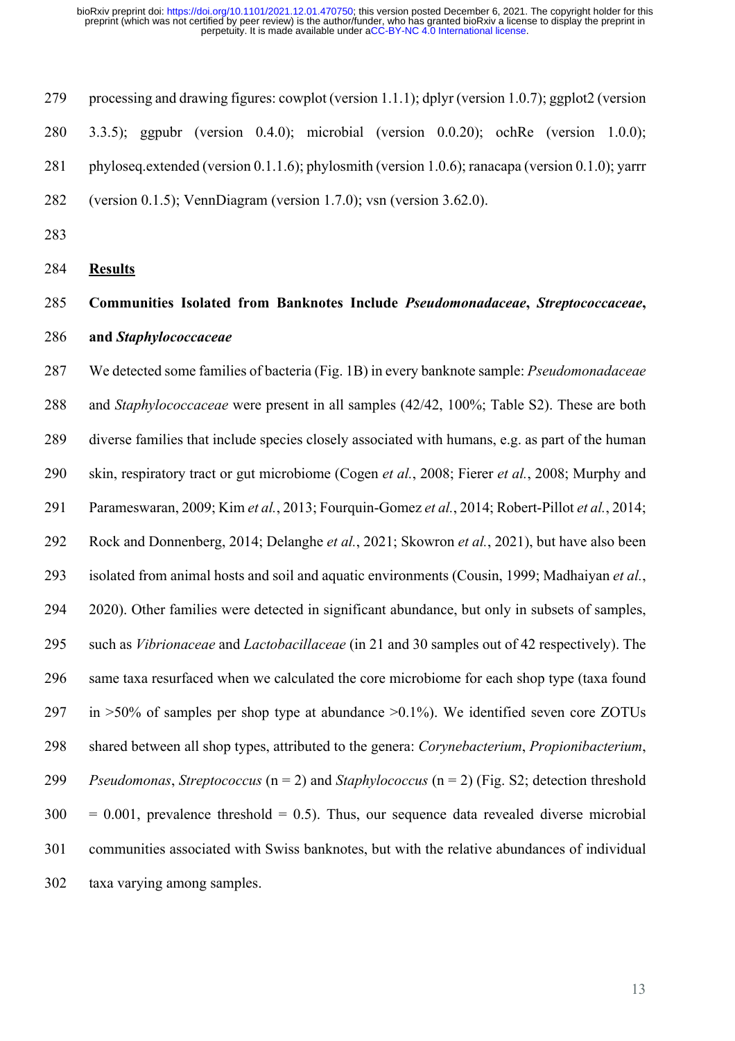processing and drawing figures: cowplot (version 1.1.1); dplyr (version 1.0.7); ggplot2 (version 3.3.5); ggpubr (version 0.4.0); microbial (version 0.0.20); ochRe (version 1.0.0); phyloseq.extended (version 0.1.1.6); phylosmith (version 1.0.6); ranacapa (version 0.1.0); yarrr (version 0.1.5); VennDiagram (version 1.7.0); vsn (version 3.62.0).

## Results

### Communities Isolated from Banknotes Include *Pseudomonadaceae*, *Streptococcaceae*, and *Staphylococcaceae*

We detected some families of bacteria (Fig. 1B) in every banknote sample: *Pseudomonadaceae* and *Staphylococcaceae* were present in all samples (42/42, 100%; Table S2). These are both diverse families that include species closely associated with humans, e.g. as part of the human skin, respiratory tract or gut microbiome (Cogen *et al.*, 2008; Fierer *et al.*, 2008; Murphy and Parameswaran, 2009; Kim *et al.*, 2013; Fourquin-Gomez *et al.*, 2014; Robert-Pillot *et al.*, 2014; Rock and Donnenberg, 2014; Delanghe *et al.*, 2021; Skowron *et al.*, 2021), but have also been isolated from animal hosts and soil and aquatic environments (Cousin, 1999; Madhaiyan *et al.*, 2020). Other families were detected in significant abundance, but only in subsets of samples, such as *Vibrionaceae* and *Lactobacillaceae* (in 21 and 30 samples out of 42 respectively). The same taxa resurfaced when we calculated the core microbiome for each shop type (taxa found in >50% of samples per shop type at abundance >0.1%). We identified seven core ZOTUs shared between all shop types, attributed to the genera: *Corynebacterium*, *Propionibacterium*, *Pseudomonas*, *Streptococcus* (n = 2) and *Staphylococcus* (n = 2) (Fig. S2; detection threshold = 0.001, prevalence threshold = 0.5). Thus, our sequence data revealed diverse microbial communities associated with Swiss banknotes, but with the relative abundances of individual taxa varying among samples.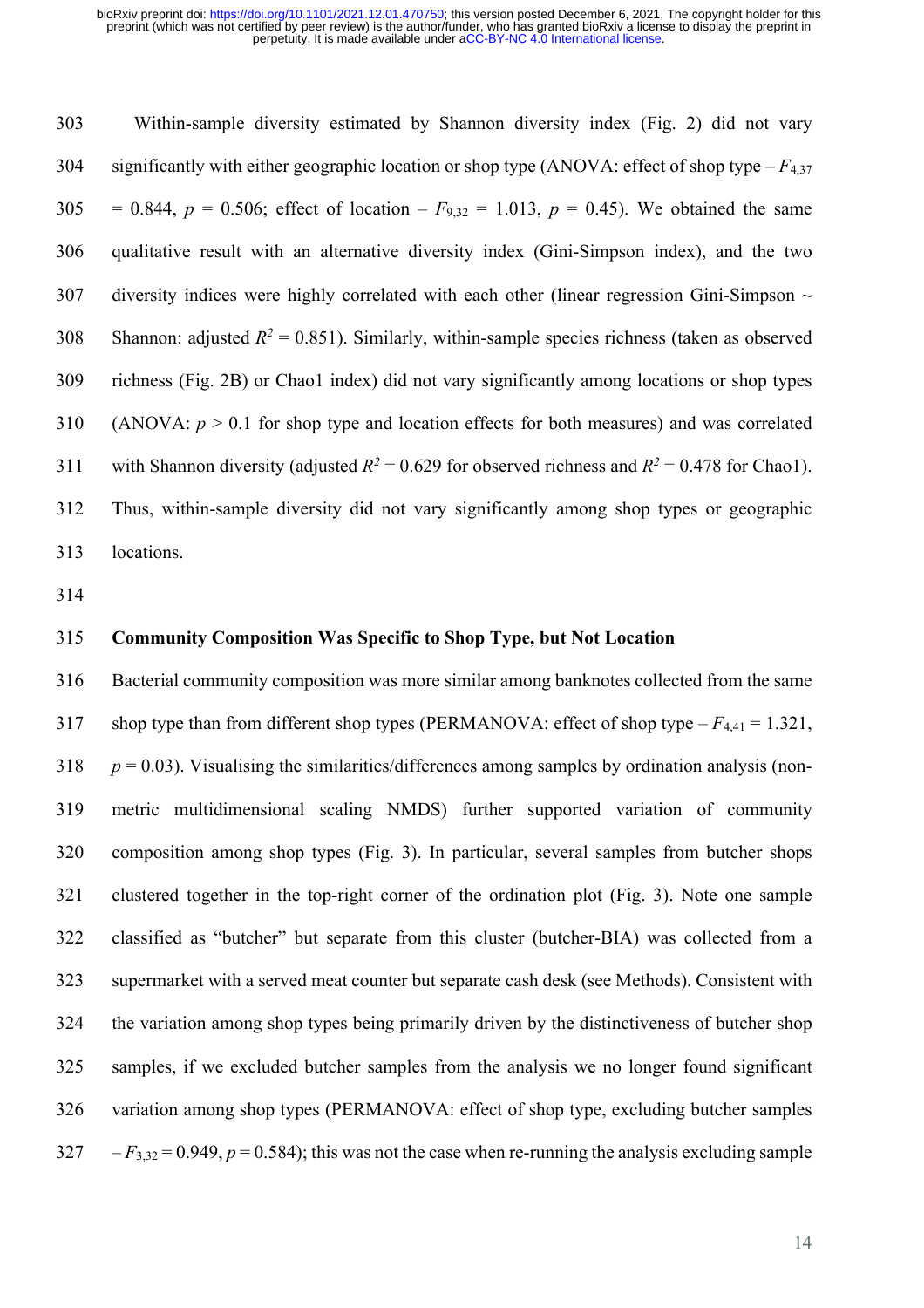Within-sample diversity estimated by Shannon diversity index (Fig. 2) did not vary significantly with either geographic location or shop type (ANOVA: effect of shop type – $F_{4,37}$ = 0.844, $p$ = 0.506; effect of location – $F_{9,32}$ = 1.013, $p$ = 0.45). We obtained the same qualitative result with an alternative diversity index (Gini-Simpson index), and the two diversity indices were highly correlated with each other (linear regression Gini-Simpson ~ Shannon: adjusted $R^2$ = 0.851). Similarly, within-sample species richness (taken as observed richness (Fig. 2B) or Chao1 index) did not vary significantly among locations or shop types (ANOVA: $p$ > 0.1 for shop type and location effects for both measures) and was correlated with Shannon diversity (adjusted $R^2$ = 0.629 for observed richness and $R^2$ = 0.478 for Chao1). Thus, within-sample diversity did not vary significantly among shop types or geographic locations.

**Community Composition Was Specific to Shop Type, but Not Location**

Bacterial community composition was more similar among banknotes collected from the same shop type than from different shop types (PERMANOVA: effect of shop type – $F_{4,41}$ = 1.321, $p$ = 0.03). Visualising the similarities/differences among samples by ordination analysis (non-metric multidimensional scaling NMDS) further supported variation of community composition among shop types (Fig. 3). In particular, several samples from butcher shops clustered together in the top-right corner of the ordination plot (Fig. 3). Note one sample classified as "butcher" but separate from this cluster (butcher-BIA) was collected from a supermarket with a served meat counter but separate cash desk (see Methods). Consistent with the variation among shop types being primarily driven by the distinctiveness of butcher shop samples, if we excluded butcher samples from the analysis we no longer found significant variation among shop types (PERMANOVA: effect of shop type, excluding butcher samples – $F_{3,32}$ = 0.949, $p$ = 0.584); this was not the case when re-running the analysis excluding sample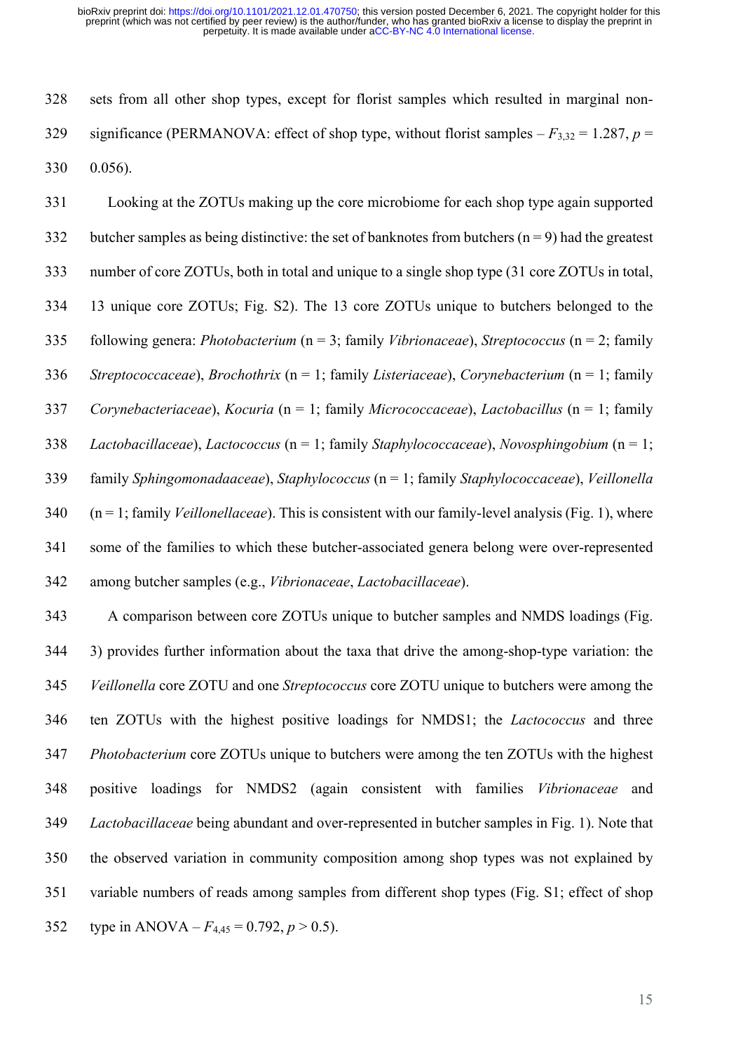sets from all other shop types, except for florist samples which resulted in marginal non-significance (PERMANOVA: effect of shop type, without florist samples – $F_{3,32} = 1.287$, $p = 0.056$).

Looking at the ZOTUs making up the core microbiome for each shop type again supported butcher samples as being distinctive: the set of banknotes from butchers (n = 9) had the greatest number of core ZOTUs, both in total and unique to a single shop type (31 core ZOTUs in total, 13 unique core ZOTUs; Fig. S2). The 13 core ZOTUs unique to butchers belonged to the following genera: *Photobacterium* (n = 3; family *Vibrionaceae*), *Streptococcus* (n = 2; family *Streptococcaceae*), *Brochothrix* (n = 1; family *Listeriaceae*), *Corynebacterium* (n = 1; family *Corynebacteriaceae*), *Kocuria* (n = 1; family *Micrococcaceae*), *Lactobacillus* (n = 1; family *Lactobacillaceae*), *Lactococcus* (n = 1; family *Staphylococcaceae*), *Novosphingobium* (n = 1; family *Sphingomonadaaceae*), *Staphylococcus* (n = 1; family *Staphylococcaceae*), *Veillonella* (n = 1; family *Veillonellaceae*). This is consistent with our family-level analysis (Fig. 1), where some of the families to which these butcher-associated genera belong were over-represented among butcher samples (e.g., *Vibrionaceae*, *Lactobacillaceae*).

A comparison between core ZOTUs unique to butcher samples and NMDS loadings (Fig. 3) provides further information about the taxa that drive the among-shop-type variation: the *Veillonella* core ZOTU and one *Streptococcus* core ZOTU unique to butchers were among the ten ZOTUs with the highest positive loadings for NMDS1; the *Lactococcus* and three *Photobacterium* core ZOTUs unique to butchers were among the ten ZOTUs with the highest positive loadings for NMDS2 (again consistent with families *Vibrionaceae* and *Lactobacillaceae* being abundant and over-represented in butcher samples in Fig. 1). Note that the observed variation in community composition among shop types was not explained by variable numbers of reads among samples from different shop types (Fig. S1; effect of shop type in ANOVA – $F_{4,45} = 0.792$, $p > 0.5$).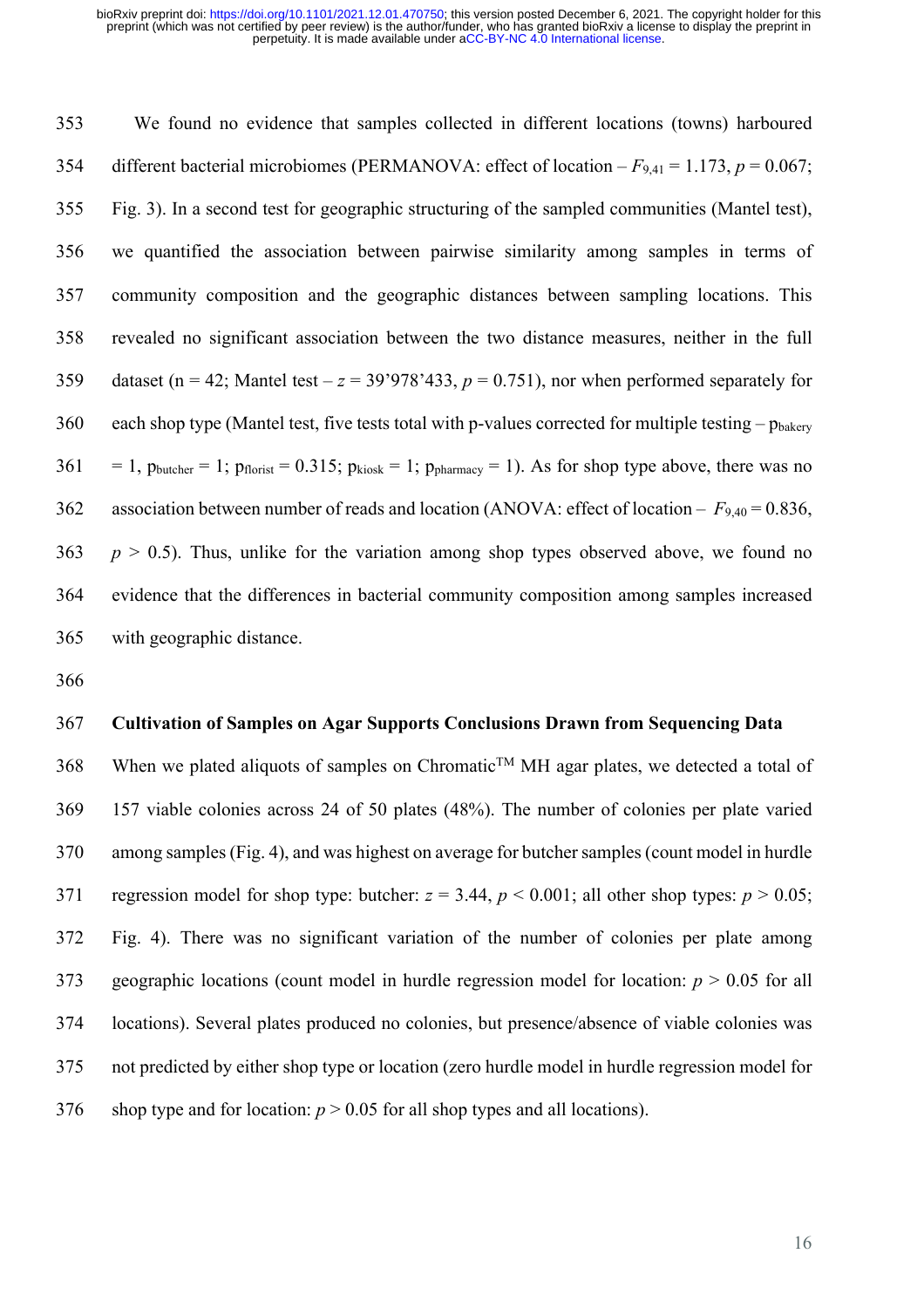We found no evidence that samples collected in different locations (towns) harboured different bacterial microbiomes (PERMANOVA: effect of location – $F_{9,41} = 1.173$, $p = 0.067$; Fig. 3). In a second test for geographic structuring of the sampled communities (Mantel test), we quantified the association between pairwise similarity among samples in terms of community composition and the geographic distances between sampling locations. This revealed no significant association between the two distance measures, neither in the full dataset (n = 42; Mantel test – $z$ = 39'978'433, $p = 0.751$), nor when performed separately for each shop type (Mantel test, five tests total with p-values corrected for multiple testing – $p_{bakery} = 1$, $p_{butcher} = 1$; $p_{florist} = 0.315$; $p_{kiosk} = 1$; $p_{pharmacy} = 1$). As for shop type above, there was no association between number of reads and location (ANOVA: effect of location – $F_{9,40} = 0.836$, $p > 0.5$). Thus, unlike for the variation among shop types observed above, we found no evidence that the differences in bacterial community composition among samples increased with geographic distance.

**Cultivation of Samples on Agar Supports Conclusions Drawn from Sequencing Data**

When we plated aliquots of samples on Chromatic™ MH agar plates, we detected a total of 157 viable colonies across 24 of 50 plates (48%). The number of colonies per plate varied among samples (Fig. 4), and was highest on average for butcher samples (count model in hurdle regression model for shop type: butcher: $z = 3.44$, $p < 0.001$; all other shop types: $p > 0.05$; Fig. 4). There was no significant variation of the number of colonies per plate among geographic locations (count model in hurdle regression model for location: $p > 0.05$ for all locations). Several plates produced no colonies, but presence/absence of viable colonies was not predicted by either shop type or location (zero hurdle model in hurdle regression model for shop type and for location: $p > 0.05$ for all shop types and all locations).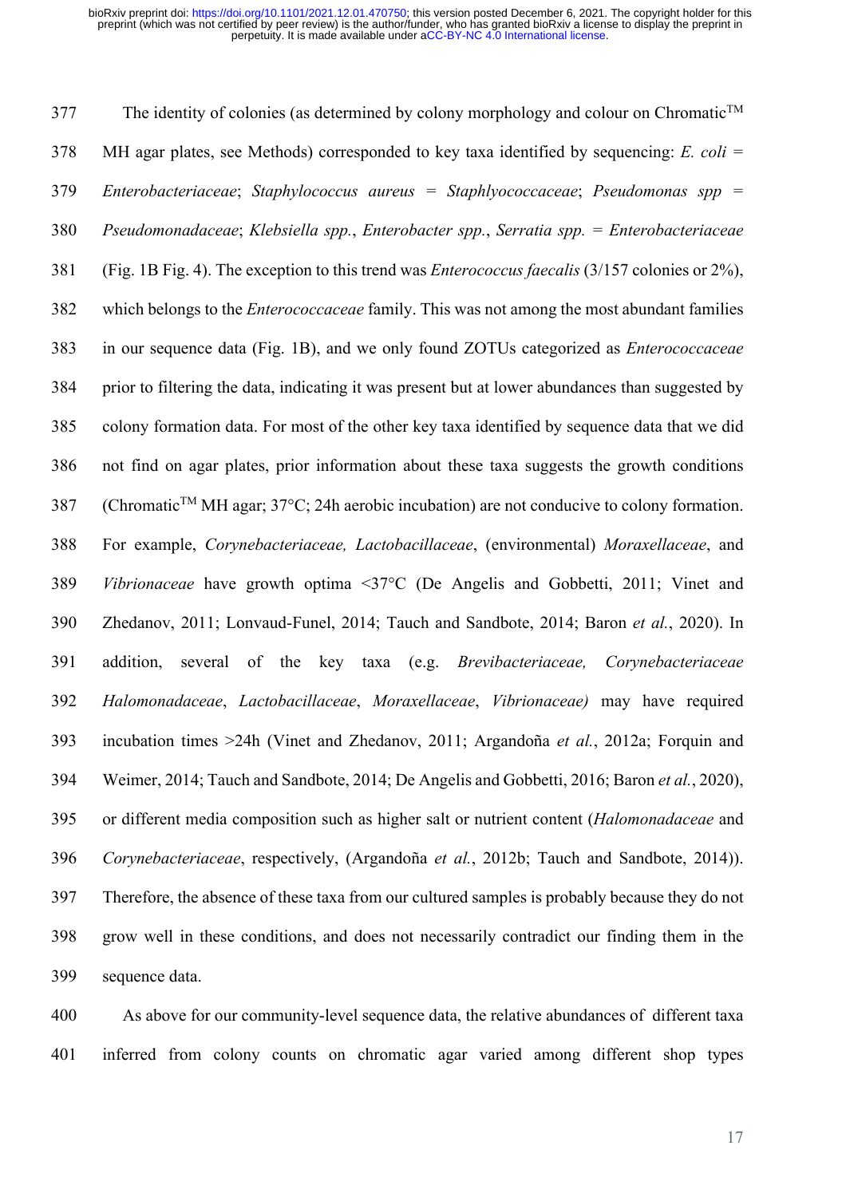The identity of colonies (as determined by colony morphology and colour on Chromatic™ MH agar plates, see Methods) corresponded to key taxa identified by sequencing: *E. coli* = *Enterobacteriaceae*; *Staphylococcus aureus* = *Staphlyococcaceae*; *Pseudomonas spp* = *Pseudomonadaceae*; *Klebsiella spp.*, *Enterobacter spp.*, *Serratia spp.* = *Enterobacteriaceae* (Fig. 1B Fig. 4). The exception to this trend was *Enterococcus faecalis* (3/157 colonies or 2%), which belongs to the *Enterococcaceae* family. This was not among the most abundant families in our sequence data (Fig. 1B), and we only found ZOTUs categorized as *Enterococcaceae* prior to filtering the data, indicating it was present but at lower abundances than suggested by colony formation data. For most of the other key taxa identified by sequence data that we did not find on agar plates, prior information about these taxa suggests the growth conditions (Chromatic™ MH agar; 37°C; 24h aerobic incubation) are not conducive to colony formation. For example, *Corynebacteriaceae, Lactobacillaceae*, (environmental) *Moraxellaceae*, and *Vibrionaceae* have growth optima <37°C (De Angelis and Gobbetti, 2011; Vinet and Zhedanov, 2011; Lonvaud-Funel, 2014; Tauch and Sandbote, 2014; Baron *et al.*, 2020). In addition, several of the key taxa (e.g. *Brevibacteriaceae, Corynebacteriaceae Halomonadaceae*, *Lactobacillaceae*, *Moraxellaceae*, *Vibrionaceae)* may have required incubation times >24h (Vinet and Zhedanov, 2011; Argandoña *et al.*, 2012a; Forquin and Weimer, 2014; Tauch and Sandbote, 2014; De Angelis and Gobbetti, 2016; Baron *et al.*, 2020), or different media composition such as higher salt or nutrient content (*Halomonadaceae* and *Corynebacteriaceae*, respectively, (Argandoña *et al.*, 2012b; Tauch and Sandbote, 2014)). Therefore, the absence of these taxa from our cultured samples is probably because they do not grow well in these conditions, and does not necessarily contradict our finding them in the sequence data.

As above for our community-level sequence data, the relative abundances of different taxa inferred from colony counts on chromatic agar varied among different shop types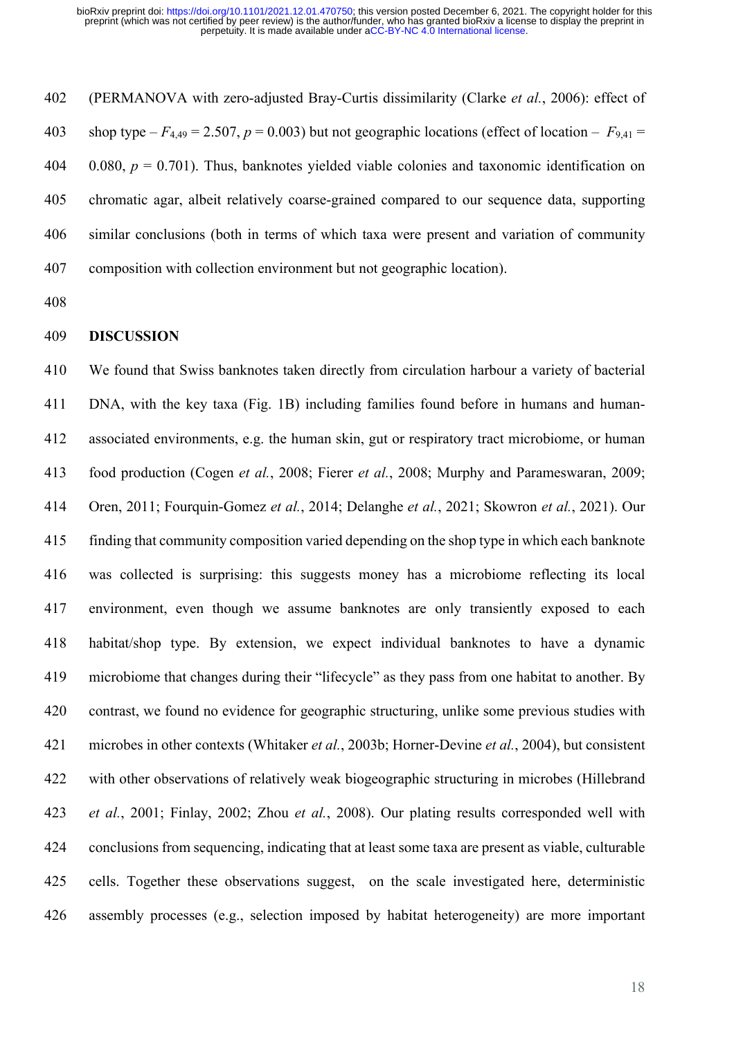(PERMANOVA with zero-adjusted Bray-Curtis dissimilarity (Clarke *et al.*, 2006): effect of shop type – $F_{4,49} = 2.507$, $p = 0.003$) but not geographic locations (effect of location – $F_{9,41} = 0.080$, $p = 0.701$). Thus, banknotes yielded viable colonies and taxonomic identification on chromatic agar, albeit relatively coarse-grained compared to our sequence data, supporting similar conclusions (both in terms of which taxa were present and variation of community composition with collection environment but not geographic location).

## DISCUSSION

We found that Swiss banknotes taken directly from circulation harbour a variety of bacterial DNA, with the key taxa (Fig. 1B) including families found before in humans and human-associated environments, e.g. the human skin, gut or respiratory tract microbiome, or human food production (Cogen *et al.*, 2008; Fierer *et al.*, 2008; Murphy and Parameswaran, 2009; Oren, 2011; Fourquin-Gomez *et al.*, 2014; Delanghe *et al.*, 2021; Skowron *et al.*, 2021). Our finding that community composition varied depending on the shop type in which each banknote was collected is surprising: this suggests money has a microbiome reflecting its local environment, even though we assume banknotes are only transiently exposed to each habitat/shop type. By extension, we expect individual banknotes to have a dynamic microbiome that changes during their "lifecycle" as they pass from one habitat to another. By contrast, we found no evidence for geographic structuring, unlike some previous studies with microbes in other contexts (Whitaker *et al.*, 2003b; Horner-Devine *et al.*, 2004), but consistent with other observations of relatively weak biogeographic structuring in microbes (Hillebrand *et al.*, 2001; Finlay, 2002; Zhou *et al.*, 2008). Our plating results corresponded well with conclusions from sequencing, indicating that at least some taxa are present as viable, culturable cells. Together these observations suggest, on the scale investigated here, deterministic assembly processes (e.g., selection imposed by habitat heterogeneity) are more important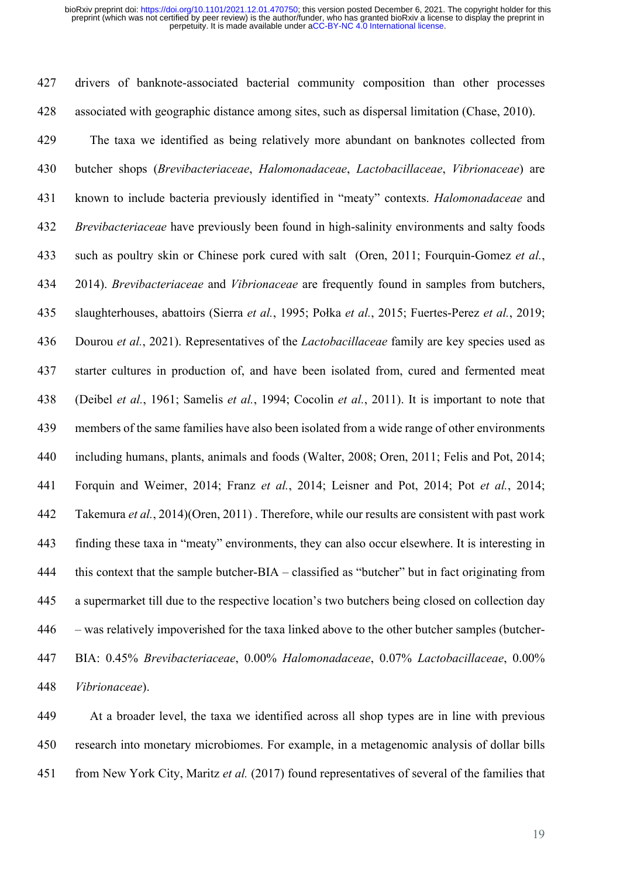drivers of banknote-associated bacterial community composition than other processes associated with geographic distance among sites, such as dispersal limitation (Chase, 2010).

The taxa we identified as being relatively more abundant on banknotes collected from butcher shops (*Brevibacteriaceae*, *Halomonadaceae*, *Lactobacillaceae*, *Vibrionaceae*) are known to include bacteria previously identified in "meaty" contexts. *Halomonadaceae* and *Brevibacteriaceae* have previously been found in high-salinity environments and salty foods such as poultry skin or Chinese pork cured with salt (Oren, 2011; Fourquin-Gomez *et al.*, 2014). *Brevibacteriaceae* and *Vibrionaceae* are frequently found in samples from butchers, slaughterhouses, abattoirs (Sierra *et al.*, 1995; Połka *et al.*, 2015; Fuertes-Perez *et al.*, 2019; Dourou *et al.*, 2021). Representatives of the *Lactobacillaceae* family are key species used as starter cultures in production of, and have been isolated from, cured and fermented meat (Deibel *et al.*, 1961; Samelis *et al.*, 1994; Cocolin *et al.*, 2011). It is important to note that members of the same families have also been isolated from a wide range of other environments including humans, plants, animals and foods (Walter, 2008; Oren, 2011; Felis and Pot, 2014; Forquin and Weimer, 2014; Franz *et al.*, 2014; Leisner and Pot, 2014; Pot *et al.*, 2014; Takemura *et al.*, 2014)(Oren, 2011) . Therefore, while our results are consistent with past work finding these taxa in "meaty" environments, they can also occur elsewhere. It is interesting in this context that the sample butcher-BIA – classified as "butcher" but in fact originating from a supermarket till due to the respective location's two butchers being closed on collection day – was relatively impoverished for the taxa linked above to the other butcher samples (butcher-BIA: 0.45% *Brevibacteriaceae*, 0.00% *Halomonadaceae*, 0.07% *Lactobacillaceae*, 0.00% *Vibrionaceae*).

At a broader level, the taxa we identified across all shop types are in line with previous research into monetary microbiomes. For example, in a metagenomic analysis of dollar bills from New York City, Maritz *et al.* (2017) found representatives of several of the families that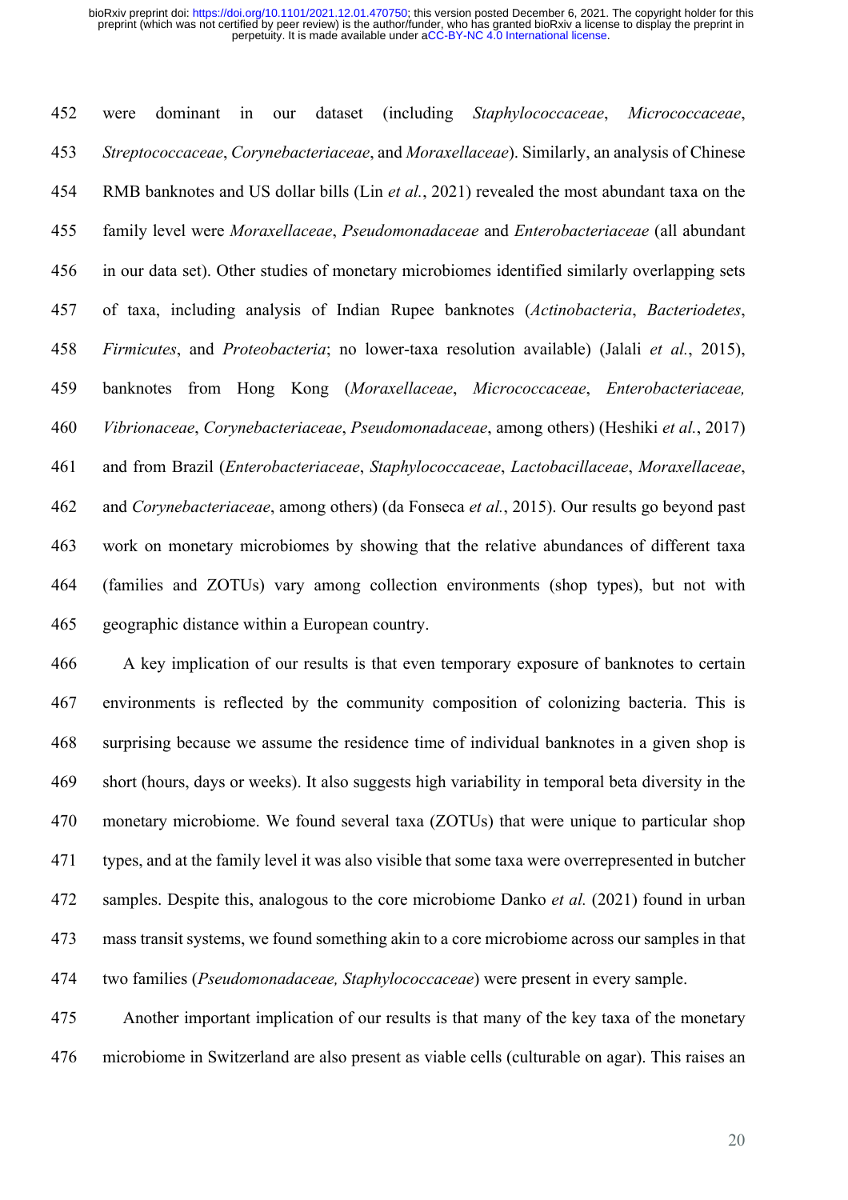were dominant in our dataset (including *Staphylococcaceae*, *Micrococcaceae*, *Streptococcaceae*, *Corynebacteriaceae*, and *Moraxellaceae*). Similarly, an analysis of Chinese RMB banknotes and US dollar bills (Lin *et al.*, 2021) revealed the most abundant taxa on the family level were *Moraxellaceae*, *Pseudomonadaceae* and *Enterobacteriaceae* (all abundant in our data set). Other studies of monetary microbiomes identified similarly overlapping sets of taxa, including analysis of Indian Rupee banknotes (*Actinobacteria*, *Bacteriodetes*, *Firmicutes*, and *Proteobacteria*; no lower-taxa resolution available) (Jalali *et al.*, 2015), banknotes from Hong Kong (*Moraxellaceae*, *Micrococcaceae*, *Enterobacteriaceae, Vibrionaceae*, *Corynebacteriaceae*, *Pseudomonadaceae*, among others) (Heshiki *et al.*, 2017) and from Brazil (*Enterobacteriaceae*, *Staphylococcaceae*, *Lactobacillaceae*, *Moraxellaceae*, and *Corynebacteriaceae*, among others) (da Fonseca *et al.*, 2015). Our results go beyond past work on monetary microbiomes by showing that the relative abundances of different taxa (families and ZOTUs) vary among collection environments (shop types), but not with geographic distance within a European country.

A key implication of our results is that even temporary exposure of banknotes to certain environments is reflected by the community composition of colonizing bacteria. This is surprising because we assume the residence time of individual banknotes in a given shop is short (hours, days or weeks). It also suggests high variability in temporal beta diversity in the monetary microbiome. We found several taxa (ZOTUs) that were unique to particular shop types, and at the family level it was also visible that some taxa were overrepresented in butcher samples. Despite this, analogous to the core microbiome Danko *et al.* (2021) found in urban mass transit systems, we found something akin to a core microbiome across our samples in that two families (*Pseudomonadaceae, Staphylococcaceae*) were present in every sample.

Another important implication of our results is that many of the key taxa of the monetary microbiome in Switzerland are also present as viable cells (culturable on agar). This raises an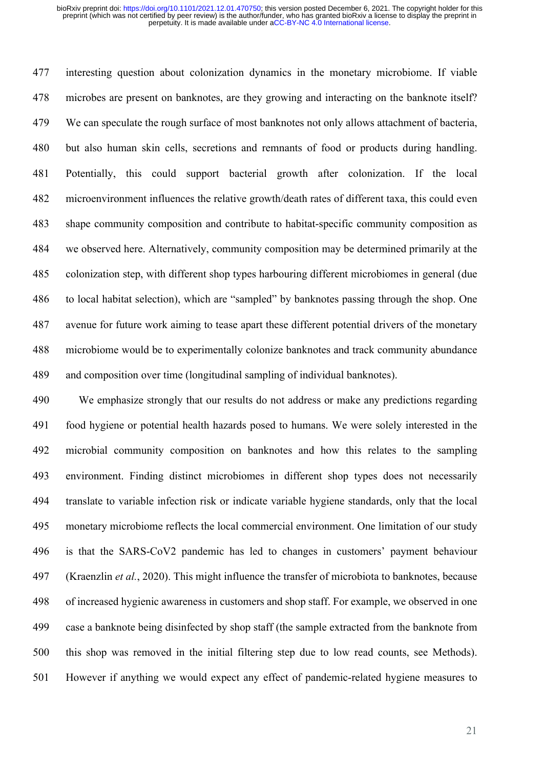interesting question about colonization dynamics in the monetary microbiome. If viable microbes are present on banknotes, are they growing and interacting on the banknote itself? We can speculate the rough surface of most banknotes not only allows attachment of bacteria, but also human skin cells, secretions and remnants of food or products during handling. Potentially, this could support bacterial growth after colonization. If the local microenvironment influences the relative growth/death rates of different taxa, this could even shape community composition and contribute to habitat-specific community composition as we observed here. Alternatively, community composition may be determined primarily at the colonization step, with different shop types harbouring different microbiomes in general (due to local habitat selection), which are "sampled" by banknotes passing through the shop. One avenue for future work aiming to tease apart these different potential drivers of the monetary microbiome would be to experimentally colonize banknotes and track community abundance and composition over time (longitudinal sampling of individual banknotes).

We emphasize strongly that our results do not address or make any predictions regarding food hygiene or potential health hazards posed to humans. We were solely interested in the microbial community composition on banknotes and how this relates to the sampling environment. Finding distinct microbiomes in different shop types does not necessarily translate to variable infection risk or indicate variable hygiene standards, only that the local monetary microbiome reflects the local commercial environment. One limitation of our study is that the SARS-CoV2 pandemic has led to changes in customers' payment behaviour (Kraenzlin *et al.*, 2020). This might influence the transfer of microbiota to banknotes, because of increased hygienic awareness in customers and shop staff. For example, we observed in one case a banknote being disinfected by shop staff (the sample extracted from the banknote from this shop was removed in the initial filtering step due to low read counts, see Methods). However if anything we would expect any effect of pandemic-related hygiene measures to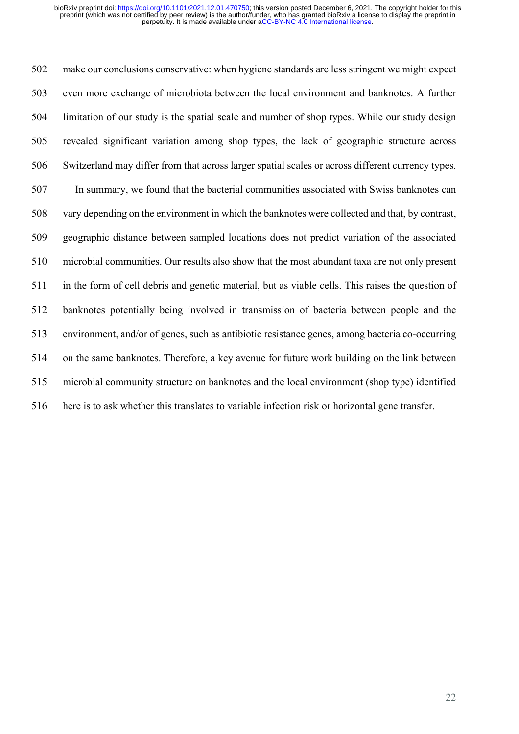make our conclusions conservative: when hygiene standards are less stringent we might expect even more exchange of microbiota between the local environment and banknotes. A further limitation of our study is the spatial scale and number of shop types. While our study design revealed significant variation among shop types, the lack of geographic structure across Switzerland may differ from that across larger spatial scales or across different currency types.

In summary, we found that the bacterial communities associated with Swiss banknotes can vary depending on the environment in which the banknotes were collected and that, by contrast, geographic distance between sampled locations does not predict variation of the associated microbial communities. Our results also show that the most abundant taxa are not only present in the form of cell debris and genetic material, but as viable cells. This raises the question of banknotes potentially being involved in transmission of bacteria between people and the environment, and/or of genes, such as antibiotic resistance genes, among bacteria co-occurring on the same banknotes. Therefore, a key avenue for future work building on the link between microbial community structure on banknotes and the local environment (shop type) identified here is to ask whether this translates to variable infection risk or horizontal gene transfer.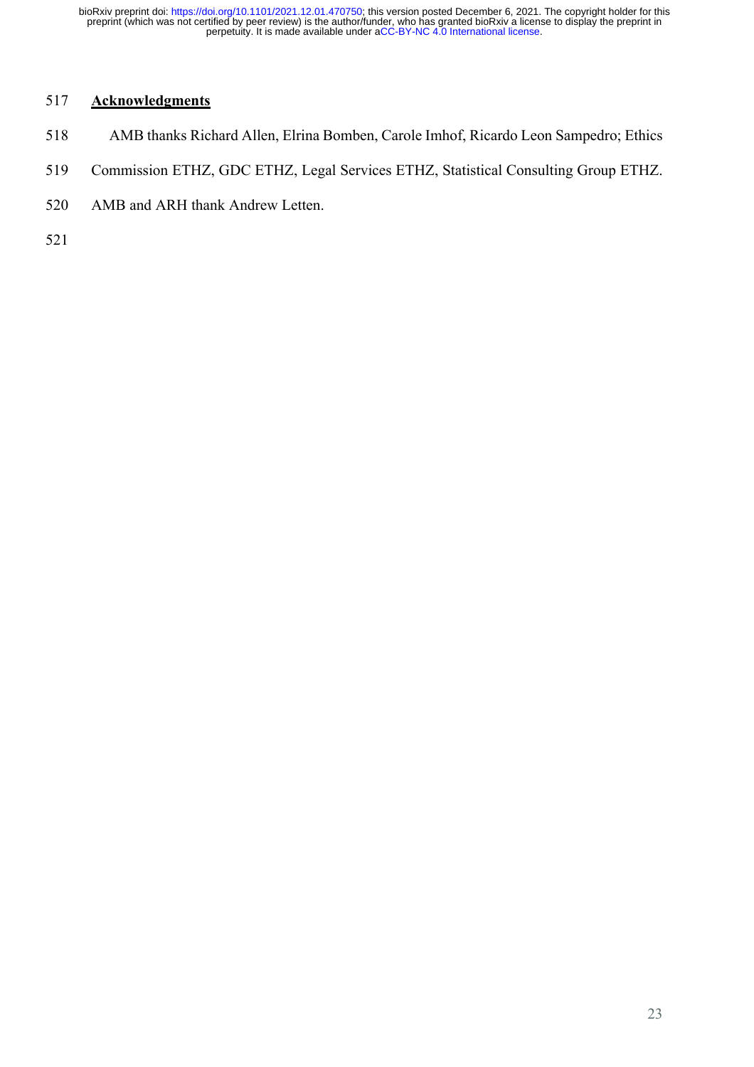## Acknowledgments

AMB thanks Richard Allen, Elrina Bomben, Carole Imhof, Ricardo Leon Sampedro; Ethics Commission ETHZ, GDC ETHZ, Legal Services ETHZ, Statistical Consulting Group ETHZ. AMB and ARH thank Andrew Letten.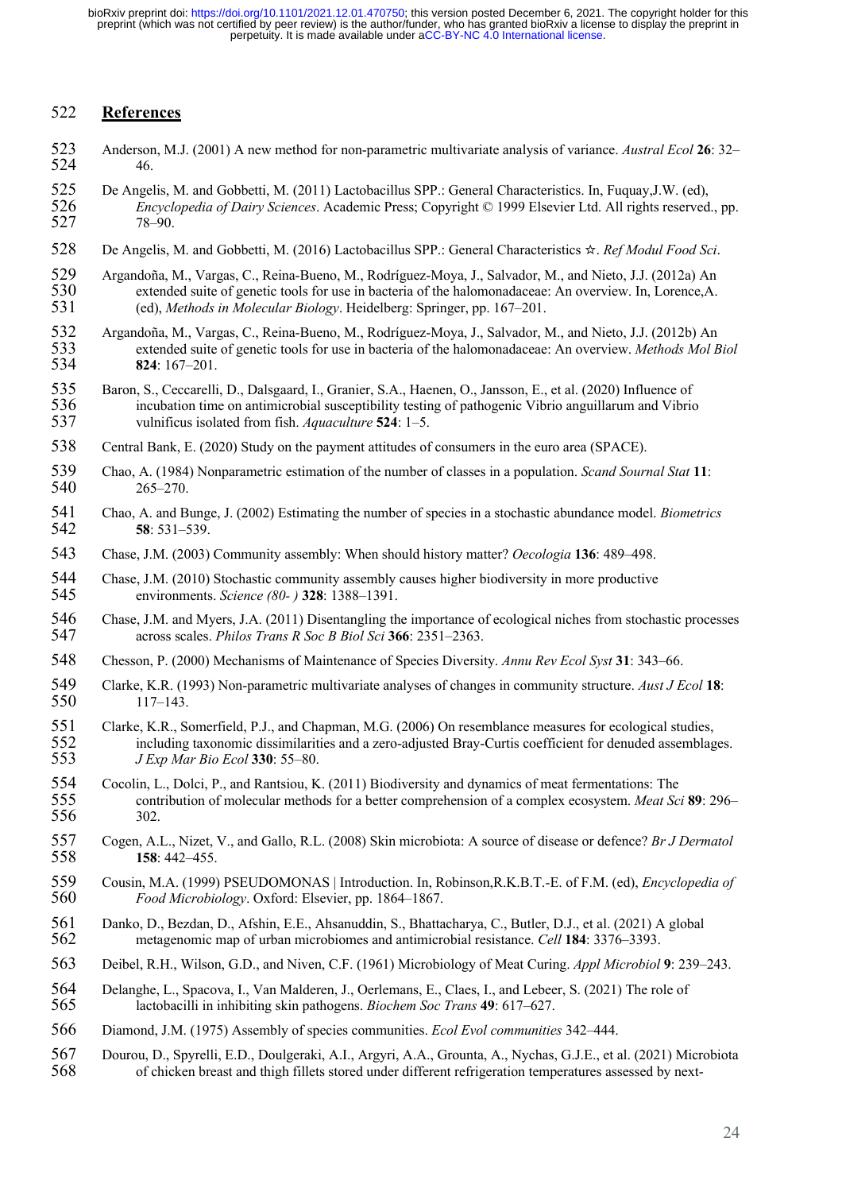## References

Anderson, M.J. (2001) A new method for non-parametric multivariate analysis of variance. *Austral Ecol* **26**: 32–46.

De Angelis, M. and Gobbetti, M. (2011) Lactobacillus SPP.: General Characteristics. In, Fuquay,J.W. (ed), *Encyclopedia of Dairy Sciences*. Academic Press; Copyright © 1999 Elsevier Ltd. All rights reserved., pp. 78–90.

De Angelis, M. and Gobbetti, M. (2016) Lactobacillus SPP.: General Characteristics ☆. *Ref Modul Food Sci*.

Argandoña, M., Vargas, C., Reina-Bueno, M., Rodríguez-Moya, J., Salvador, M., and Nieto, J.J. (2012a) An extended suite of genetic tools for use in bacteria of the halomonadaceae: An overview. In, Lorence,A. (ed), *Methods in Molecular Biology*. Heidelberg: Springer, pp. 167–201.

Argandoña, M., Vargas, C., Reina-Bueno, M., Rodríguez-Moya, J., Salvador, M., and Nieto, J.J. (2012b) An extended suite of genetic tools for use in bacteria of the halomonadaceae: An overview. *Methods Mol Biol* **824**: 167–201.

Baron, S., Ceccarelli, D., Dalsgaard, I., Granier, S.A., Haenen, O., Jansson, E., et al. (2020) Influence of incubation time on antimicrobial susceptibility testing of pathogenic Vibrio anguillarum and Vibrio vulnificus isolated from fish. *Aquaculture* **524**: 1–5.

Central Bank, E. (2020) Study on the payment attitudes of consumers in the euro area (SPACE).

Chao, A. (1984) Nonparametric estimation of the number of classes in a population. *Scand Sournal Stat* **11**: 265–270.

Chao, A. and Bunge, J. (2002) Estimating the number of species in a stochastic abundance model. *Biometrics* **58**: 531–539.

Chase, J.M. (2003) Community assembly: When should history matter? *Oecologia* **136**: 489–498.

Chase, J.M. (2010) Stochastic community assembly causes higher biodiversity in more productive environments. *Science (80- )* **328**: 1388–1391.

Chase, J.M. and Myers, J.A. (2011) Disentangling the importance of ecological niches from stochastic processes across scales. *Philos Trans R Soc B Biol Sci* **366**: 2351–2363.

Chesson, P. (2000) Mechanisms of Maintenance of Species Diversity. *Annu Rev Ecol Syst* **31**: 343–66.

Clarke, K.R. (1993) Non-parametric multivariate analyses of changes in community structure. *Aust J Ecol* **18**: 117–143.

Clarke, K.R., Somerfield, P.J., and Chapman, M.G. (2006) On resemblance measures for ecological studies, including taxonomic dissimilarities and a zero-adjusted Bray-Curtis coefficient for denuded assemblages. *J Exp Mar Bio Ecol* **330**: 55–80.

Cocolin, L., Dolci, P., and Rantsiou, K. (2011) Biodiversity and dynamics of meat fermentations: The contribution of molecular methods for a better comprehension of a complex ecosystem. *Meat Sci* **89**: 296–302.

Cogen, A.L., Nizet, V., and Gallo, R.L. (2008) Skin microbiota: A source of disease or defence? *Br J Dermatol* **158**: 442–455.

Cousin, M.A. (1999) PSEUDOMONAS | Introduction. In, Robinson,R.K.B.T.-E. of F.M. (ed), *Encyclopedia of Food Microbiology*. Oxford: Elsevier, pp. 1864–1867.

Danko, D., Bezdan, D., Afshin, E.E., Ahsanuddin, S., Bhattacharya, C., Butler, D.J., et al. (2021) A global metagenomic map of urban microbiomes and antimicrobial resistance. *Cell* **184**: 3376–3393.

Deibel, R.H., Wilson, G.D., and Niven, C.F. (1961) Microbiology of Meat Curing. *Appl Microbiol* **9**: 239–243.

Delanghe, L., Spacova, I., Van Malderen, J., Oerlemans, E., Claes, I., and Lebeer, S. (2021) The role of lactobacilli in inhibiting skin pathogens. *Biochem Soc Trans* **49**: 617–627.

Diamond, J.M. (1975) Assembly of species communities. *Ecol Evol communities* 342–444.

Dourou, D., Spyrelli, E.D., Doulgeraki, A.I., Argyri, A.A., Grounta, A., Nychas, G.J.E., et al. (2021) Microbiota of chicken breast and thigh fillets stored under different refrigeration temperatures assessed by next-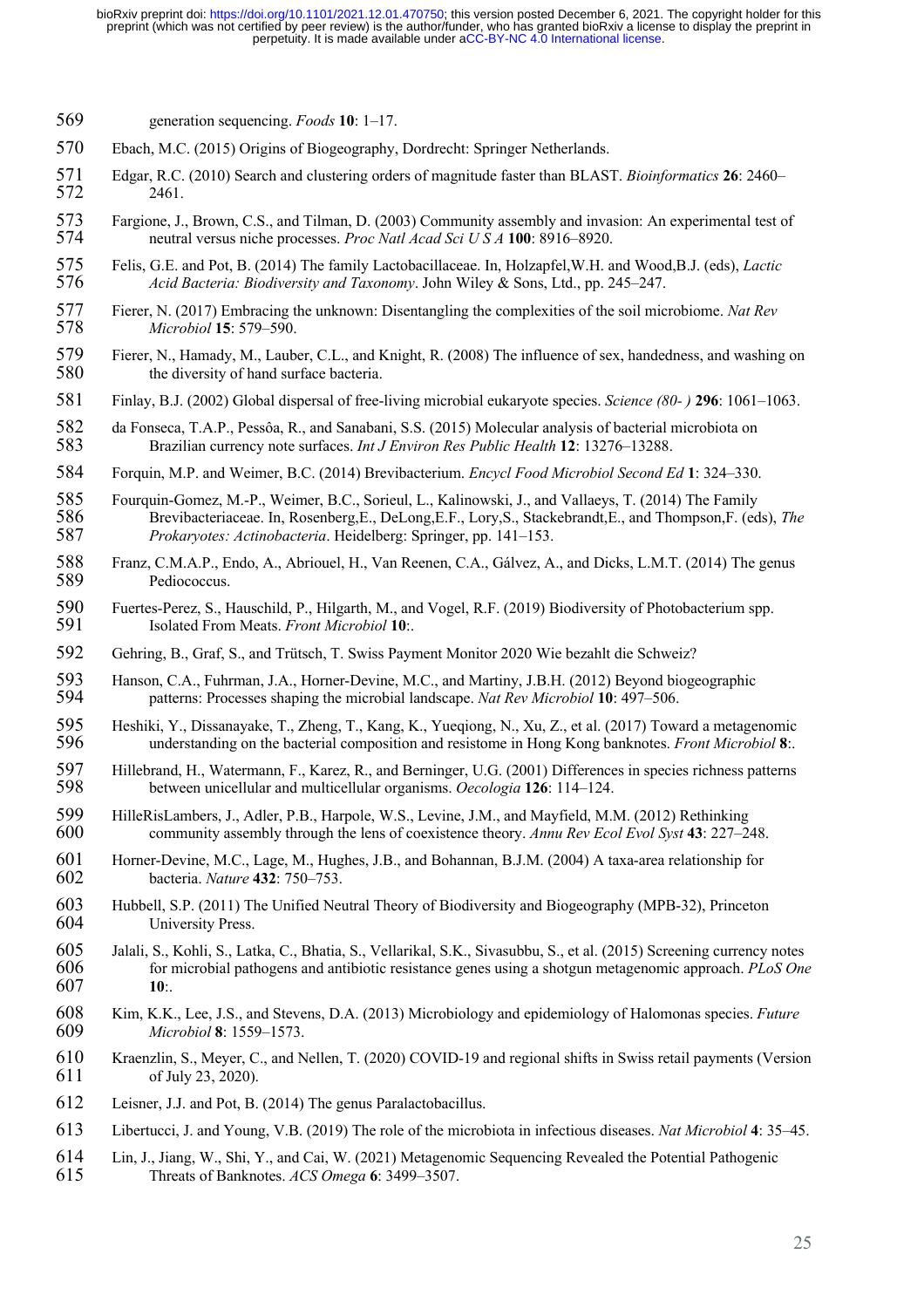generation sequencing. *Foods* **10**: 1–17.

Ebach, M.C. (2015) Origins of Biogeography, Dordrecht: Springer Netherlands.

Edgar, R.C. (2010) Search and clustering orders of magnitude faster than BLAST. *Bioinformatics* **26**: 2460–2461.

Fargione, J., Brown, C.S., and Tilman, D. (2003) Community assembly and invasion: An experimental test of neutral versus niche processes. *Proc Natl Acad Sci U S A* **100**: 8916–8920.

Felis, G.E. and Pot, B. (2014) The family Lactobacillaceae. In, Holzapfel,W.H. and Wood,B.J. (eds), *Lactic Acid Bacteria: Biodiversity and Taxonomy*. John Wiley & Sons, Ltd., pp. 245–247.

Fierer, N. (2017) Embracing the unknown: Disentangling the complexities of the soil microbiome. *Nat Rev Microbiol* **15**: 579–590.

Fierer, N., Hamady, M., Lauber, C.L., and Knight, R. (2008) The influence of sex, handedness, and washing on the diversity of hand surface bacteria.

Finlay, B.J. (2002) Global dispersal of free-living microbial eukaryote species. *Science (80- )* **296**: 1061–1063.

da Fonseca, T.A.P., Pessôa, R., and Sanabani, S.S. (2015) Molecular analysis of bacterial microbiota on Brazilian currency note surfaces. *Int J Environ Res Public Health* **12**: 13276–13288.

Forquin, M.P. and Weimer, B.C. (2014) Brevibacterium. *Encycl Food Microbiol Second Ed* **1**: 324–330.

Fourquin-Gomez, M.-P., Weimer, B.C., Sorieul, L., Kalinowski, J., and Vallaeys, T. (2014) The Family Brevibacteriaceae. In, Rosenberg,E., DeLong,E.F., Lory,S., Stackebrandt,E., and Thompson,F. (eds), *The Prokaryotes: Actinobacteria*. Heidelberg: Springer, pp. 141–153.

Franz, C.M.A.P., Endo, A., Abriouel, H., Van Reenen, C.A., Gálvez, A., and Dicks, L.M.T. (2014) The genus Pediococcus.

Fuertes-Perez, S., Hauschild, P., Hilgarth, M., and Vogel, R.F. (2019) Biodiversity of Photobacterium spp. Isolated From Meats. *Front Microbiol* **10**:.

Gehring, B., Graf, S., and Trütsch, T. Swiss Payment Monitor 2020 Wie bezahlt die Schweiz?

Hanson, C.A., Fuhrman, J.A., Horner-Devine, M.C., and Martiny, J.B.H. (2012) Beyond biogeographic patterns: Processes shaping the microbial landscape. *Nat Rev Microbiol* **10**: 497–506.

Heshiki, Y., Dissanayake, T., Zheng, T., Kang, K., Yueqiong, N., Xu, Z., et al. (2017) Toward a metagenomic understanding on the bacterial composition and resistome in Hong Kong banknotes. *Front Microbiol* **8**:.

Hillebrand, H., Watermann, F., Karez, R., and Berninger, U.G. (2001) Differences in species richness patterns between unicellular and multicellular organisms. *Oecologia* **126**: 114–124.

HilleRisLambers, J., Adler, P.B., Harpole, W.S., Levine, J.M., and Mayfield, M.M. (2012) Rethinking community assembly through the lens of coexistence theory. *Annu Rev Ecol Evol Syst* **43**: 227–248.

Horner-Devine, M.C., Lage, M., Hughes, J.B., and Bohannan, B.J.M. (2004) A taxa-area relationship for bacteria. *Nature* **432**: 750–753.

Hubbell, S.P. (2011) The Unified Neutral Theory of Biodiversity and Biogeography (MPB-32), Princeton University Press.

Jalali, S., Kohli, S., Latka, C., Bhatia, S., Vellarikal, S.K., Sivasubbu, S., et al. (2015) Screening currency notes for microbial pathogens and antibiotic resistance genes using a shotgun metagenomic approach. *PLoS One* **10**:.

Kim, K.K., Lee, J.S., and Stevens, D.A. (2013) Microbiology and epidemiology of Halomonas species. *Future Microbiol* **8**: 1559–1573.

Kraenzlin, S., Meyer, C., and Nellen, T. (2020) COVID-19 and regional shifts in Swiss retail payments (Version of July 23, 2020).

Leisner, J.J. and Pot, B. (2014) The genus Paralactobacillus.

Libertucci, J. and Young, V.B. (2019) The role of the microbiota in infectious diseases. *Nat Microbiol* **4**: 35–45.

Lin, J., Jiang, W., Shi, Y., and Cai, W. (2021) Metagenomic Sequencing Revealed the Potential Pathogenic Threats of Banknotes. *ACS Omega* **6**: 3499–3507.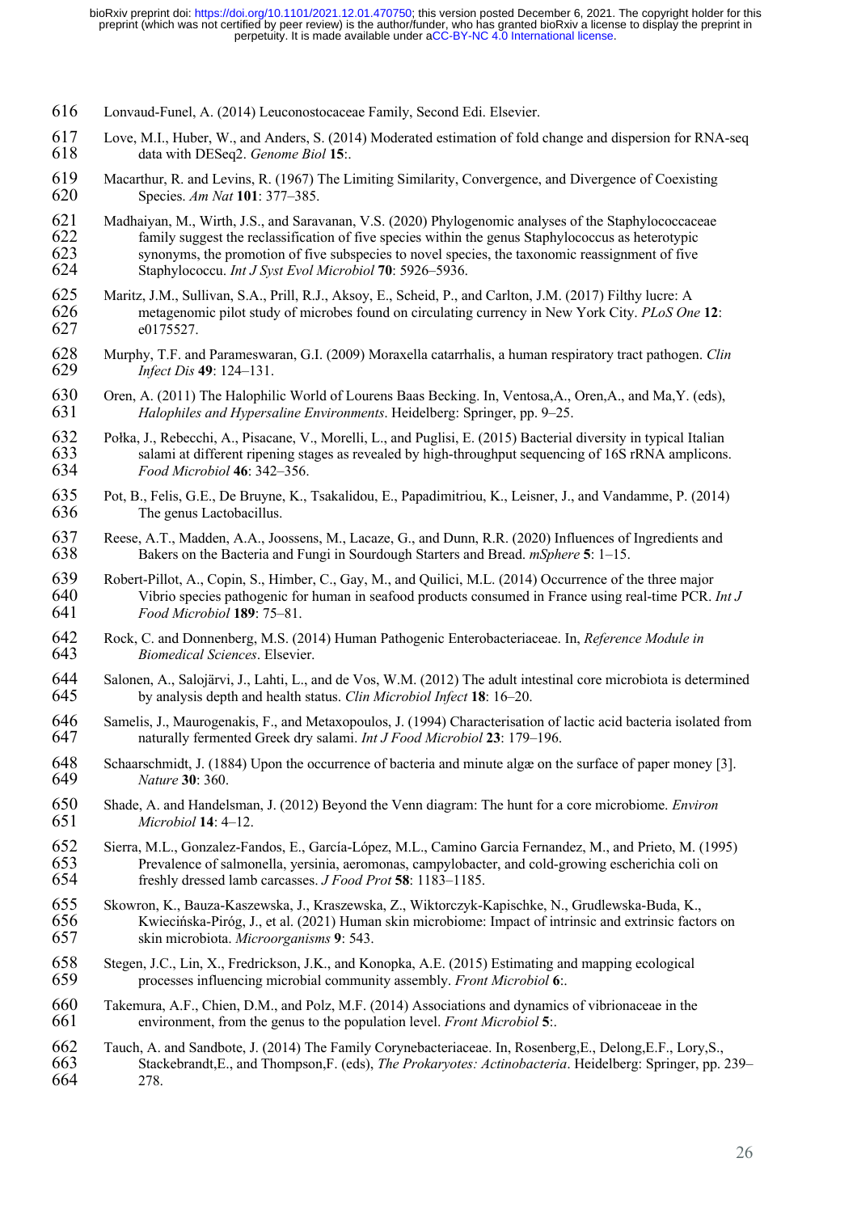Lonvaud-Funel, A. (2014) Leuconostocaceae Family, Second Edi. Elsevier.

Love, M.I., Huber, W., and Anders, S. (2014) Moderated estimation of fold change and dispersion for RNA-seq data with DESeq2. *Genome Biol* **15**:.

Macarthur, R. and Levins, R. (1967) The Limiting Similarity, Convergence, and Divergence of Coexisting Species. *Am Nat* **101**: 377–385.

Madhaiyan, M., Wirth, J.S., and Saravanan, V.S. (2020) Phylogenomic analyses of the Staphylococcaceae family suggest the reclassification of five species within the genus Staphylococcus as heterotypic synonyms, the promotion of five subspecies to novel species, the taxonomic reassignment of five Staphylococcu. *Int J Syst Evol Microbiol* **70**: 5926–5936.

Maritz, J.M., Sullivan, S.A., Prill, R.J., Aksoy, E., Scheid, P., and Carlton, J.M. (2017) Filthy lucre: A metagenomic pilot study of microbes found on circulating currency in New York City. *PLoS One* **12**: e0175527.

Murphy, T.F. and Parameswaran, G.I. (2009) Moraxella catarrhalis, a human respiratory tract pathogen. *Clin Infect Dis* **49**: 124–131.

Oren, A. (2011) The Halophilic World of Lourens Baas Becking. In, Ventosa,A., Oren,A., and Ma,Y. (eds), *Halophiles and Hypersaline Environments*. Heidelberg: Springer, pp. 9–25.

Połka, J., Rebecchi, A., Pisacane, V., Morelli, L., and Puglisi, E. (2015) Bacterial diversity in typical Italian salami at different ripening stages as revealed by high-throughput sequencing of 16S rRNA amplicons. *Food Microbiol* **46**: 342–356.

Pot, B., Felis, G.E., De Bruyne, K., Tsakalidou, E., Papadimitriou, K., Leisner, J., and Vandamme, P. (2014) The genus Lactobacillus.

Reese, A.T., Madden, A.A., Joossens, M., Lacaze, G., and Dunn, R.R. (2020) Influences of Ingredients and Bakers on the Bacteria and Fungi in Sourdough Starters and Bread. *mSphere* **5**: 1–15.

Robert-Pillot, A., Copin, S., Himber, C., Gay, M., and Quilici, M.L. (2014) Occurrence of the three major Vibrio species pathogenic for human in seafood products consumed in France using real-time PCR. *Int J Food Microbiol* **189**: 75–81.

Rock, C. and Donnenberg, M.S. (2014) Human Pathogenic Enterobacteriaceae. In, *Reference Module in Biomedical Sciences*. Elsevier.

Salonen, A., Salojärvi, J., Lahti, L., and de Vos, W.M. (2012) The adult intestinal core microbiota is determined by analysis depth and health status. *Clin Microbiol Infect* **18**: 16–20.

Samelis, J., Maurogenakis, F., and Metaxopoulos, J. (1994) Characterisation of lactic acid bacteria isolated from naturally fermented Greek dry salami. *Int J Food Microbiol* **23**: 179–196.

Schaarschmidt, J. (1884) Upon the occurrence of bacteria and minute algæ on the surface of paper money [3]. *Nature* **30**: 360.

Shade, A. and Handelsman, J. (2012) Beyond the Venn diagram: The hunt for a core microbiome. *Environ Microbiol* **14**: 4–12.

Sierra, M.L., Gonzalez-Fandos, E., García-López, M.L., Camino Garcia Fernandez, M., and Prieto, M. (1995) Prevalence of salmonella, yersinia, aeromonas, campylobacter, and cold-growing escherichia coli on freshly dressed lamb carcasses. *J Food Prot* **58**: 1183–1185.

Skowron, K., Bauza-Kaszewska, J., Kraszewska, Z., Wiktorczyk-Kapischke, N., Grudlewska-Buda, K., Kwiecińska-Piróg, J., et al. (2021) Human skin microbiome: Impact of intrinsic and extrinsic factors on skin microbiota. *Microorganisms* **9**: 543.

Stegen, J.C., Lin, X., Fredrickson, J.K., and Konopka, A.E. (2015) Estimating and mapping ecological processes influencing microbial community assembly. *Front Microbiol* **6**:.

Takemura, A.F., Chien, D.M., and Polz, M.F. (2014) Associations and dynamics of vibrionaceae in the environment, from the genus to the population level. *Front Microbiol* **5**:.

Tauch, A. and Sandbote, J. (2014) The Family Corynebacteriaceae. In, Rosenberg,E., Delong,E.F., Lory,S., Stackebrandt,E., and Thompson,F. (eds), *The Prokaryotes: Actinobacteria*. Heidelberg: Springer, pp. 239–278.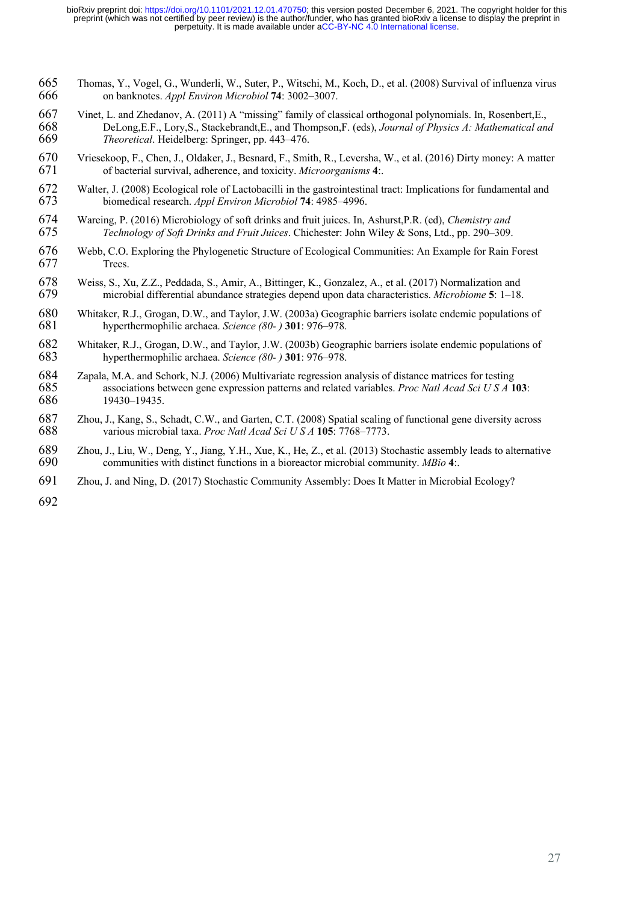Thomas, Y., Vogel, G., Wunderli, W., Suter, P., Witschi, M., Koch, D., et al. (2008) Survival of influenza virus on banknotes. *Appl Environ Microbiol* **74**: 3002–3007.

Vinet, L. and Zhedanov, A. (2011) A "missing" family of classical orthogonal polynomials. In, Rosenbert,E., DeLong,E.F., Lory,S., Stackebrandt,E., and Thompson,F. (eds), *Journal of Physics A: Mathematical and Theoretical*. Heidelberg: Springer, pp. 443–476.

Vriesekoop, F., Chen, J., Oldaker, J., Besnard, F., Smith, R., Leversha, W., et al. (2016) Dirty money: A matter of bacterial survival, adherence, and toxicity. *Microorganisms* **4**:.

Walter, J. (2008) Ecological role of Lactobacilli in the gastrointestinal tract: Implications for fundamental and biomedical research. *Appl Environ Microbiol* **74**: 4985–4996.

Wareing, P. (2016) Microbiology of soft drinks and fruit juices. In, Ashurst,P.R. (ed), *Chemistry and Technology of Soft Drinks and Fruit Juices*. Chichester: John Wiley & Sons, Ltd., pp. 290–309.

Webb, C.O. Exploring the Phylogenetic Structure of Ecological Communities: An Example for Rain Forest Trees.

Weiss, S., Xu, Z.Z., Peddada, S., Amir, A., Bittinger, K., Gonzalez, A., et al. (2017) Normalization and microbial differential abundance strategies depend upon data characteristics. *Microbiome* **5**: 1–18.

Whitaker, R.J., Grogan, D.W., and Taylor, J.W. (2003a) Geographic barriers isolate endemic populations of hyperthermophilic archaea. *Science (80- )* **301**: 976–978.

Whitaker, R.J., Grogan, D.W., and Taylor, J.W. (2003b) Geographic barriers isolate endemic populations of hyperthermophilic archaea. *Science (80- )* **301**: 976–978.

Zapala, M.A. and Schork, N.J. (2006) Multivariate regression analysis of distance matrices for testing associations between gene expression patterns and related variables. *Proc Natl Acad Sci U S A* **103**: 19430–19435.

Zhou, J., Kang, S., Schadt, C.W., and Garten, C.T. (2008) Spatial scaling of functional gene diversity across various microbial taxa. *Proc Natl Acad Sci U S A* **105**: 7768–7773.

Zhou, J., Liu, W., Deng, Y., Jiang, Y.H., Xue, K., He, Z., et al. (2013) Stochastic assembly leads to alternative communities with distinct functions in a bioreactor microbial community. *MBio* **4**:.

Zhou, J. and Ning, D. (2017) Stochastic Community Assembly: Does It Matter in Microbial Ecology?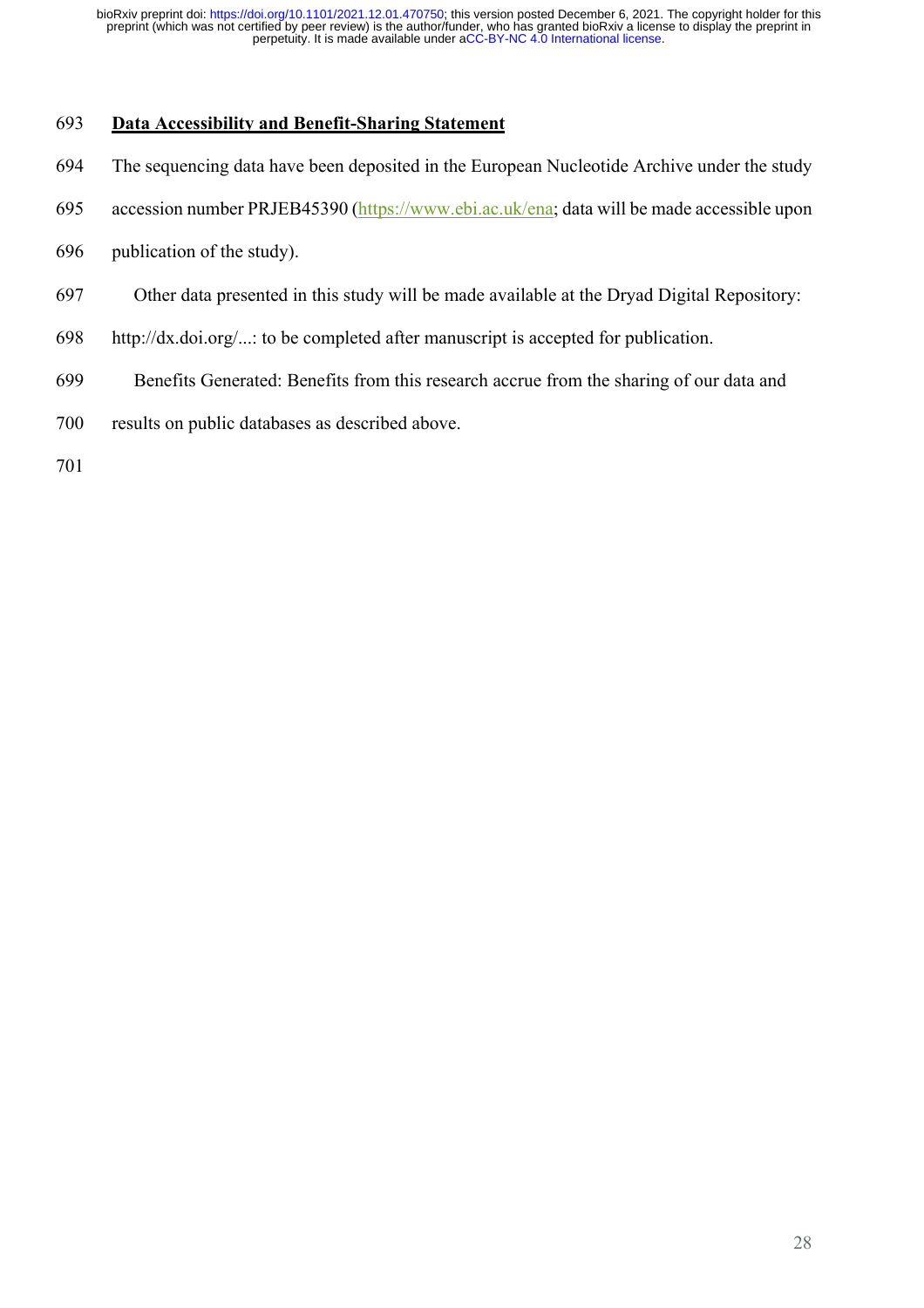## Data Accessibility and Benefit-Sharing Statement

The sequencing data have been deposited in the European Nucleotide Archive under the study accession number PRJEB45390 (https://www.ebi.ac.uk/ena; data will be made accessible upon publication of the study).

Other data presented in this study will be made available at the Dryad Digital Repository: http://dx.doi.org/...: to be completed after manuscript is accepted for publication.

Benefits Generated: Benefits from this research accrue from the sharing of our data and results on public databases as described above.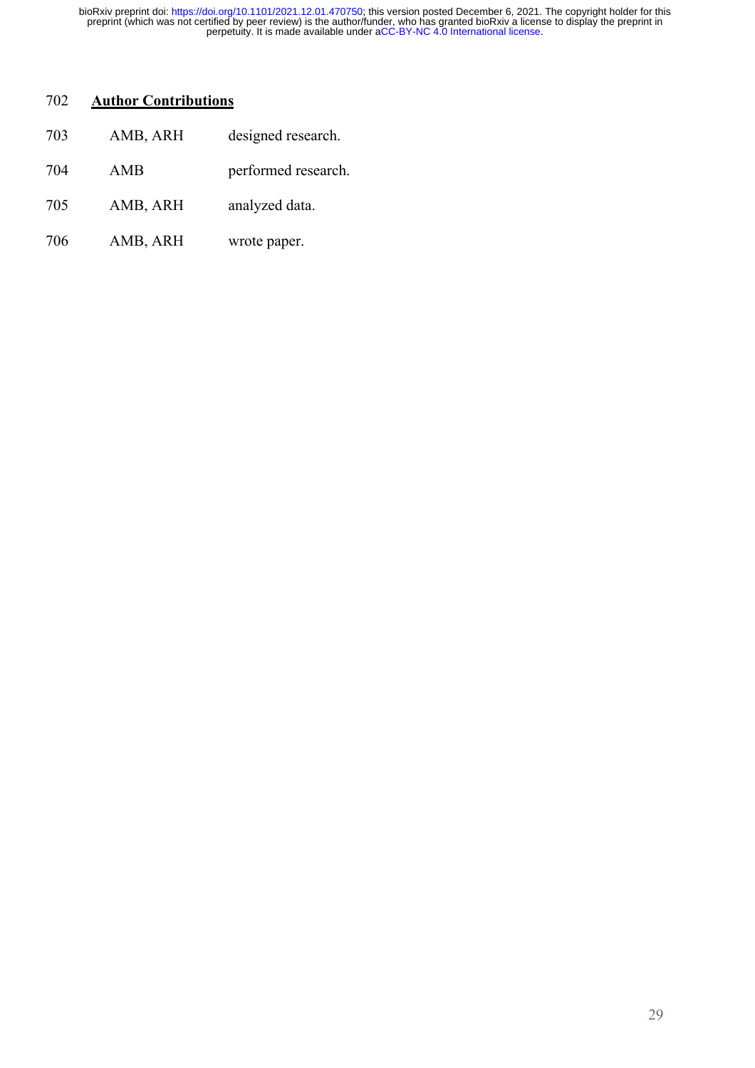## Author Contributions

| | |
|---|---|
| AMB, ARH | designed research. |
| AMB | performed research. |
| AMB, ARH | analyzed data. |
| AMB, ARH | wrote paper. |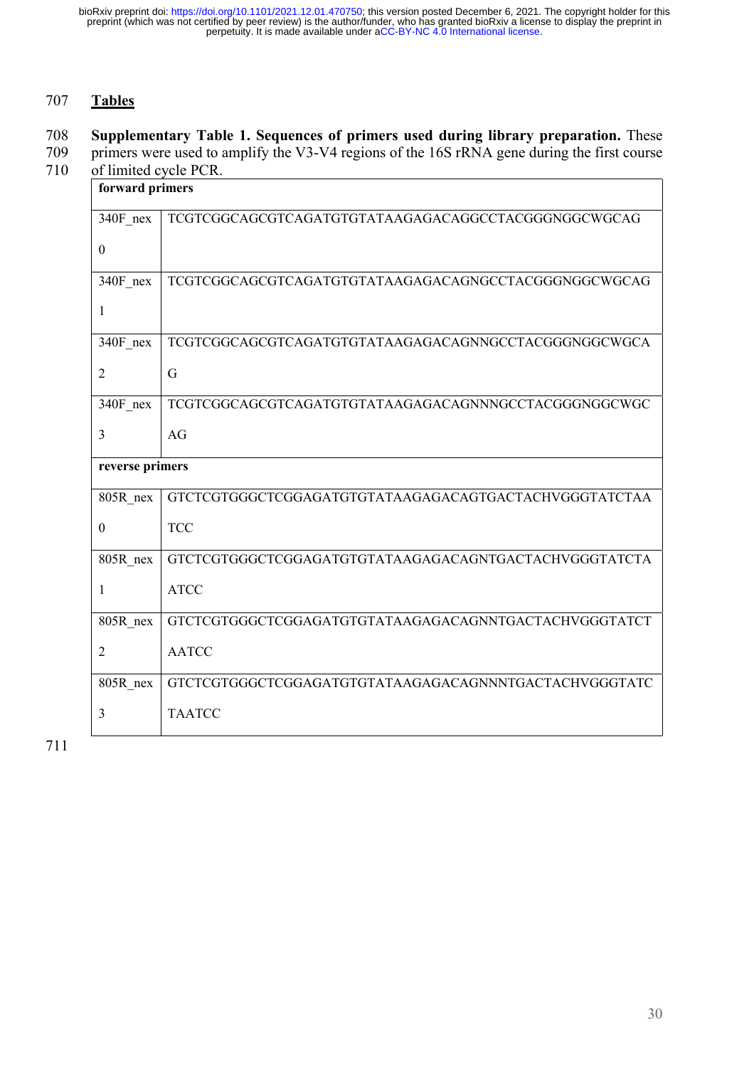# Tables

**Supplementary Table 1. Sequences of primers used during library preparation.** These primers were used to amplify the V3-V4 regions of the 16S rRNA gene during the first course of limited cycle PCR.

| **forward primers** | |
|---|---|
| 340F_nex0 | TCGTCGGCAGCGTCAGATGTGTATAAGAGACAGGCCTACGGGNGGCWGCAG |
| 340F_nex1 | TCGTCGGCAGCGTCAGATGTGTATAAGAGACAGNGCCTACGGGNGGCWGCAG |
| 340F_nex2 | TCGTCGGCAGCGTCAGATGTGTATAAGAGACAGNNGCCTACGGGNGGCWGCAG |
| 340F_nex3 | TCGTCGGCAGCGTCAGATGTGTATAAGAGACAGNNNGCCTACGGGNGGCWGCAG |
| **reverse primers** | |
| 805R_nex0 | GTCTCGTGGGCTCGGAGATGTGTATAAGAGACAGTGACTACHVGGGTATCTAATCC |
| 805R_nex1 | GTCTCGTGGGCTCGGAGATGTGTATAAGAGACAGNTGACTACHVGGGTATCTAATCC |
| 805R_nex2 | GTCTCGTGGGCTCGGAGATGTGTATAAGAGACAGNNTGACTACHVGGGTATCTAATCC |
| 805R_nex3 | GTCTCGTGGGCTCGGAGATGTGTATAAGAGACAGNNNTGACTACHVGGGTATCTAATCC |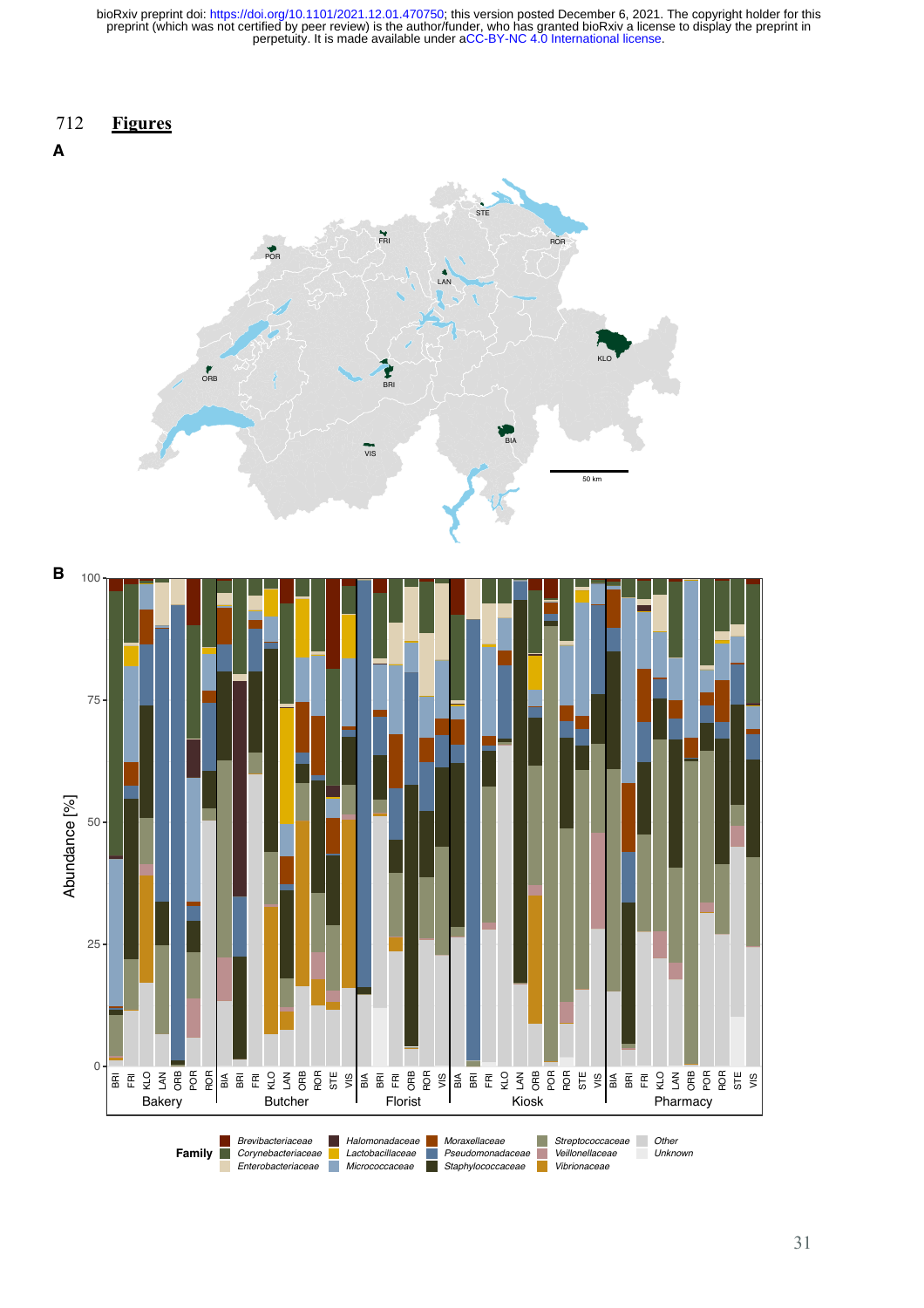712 **Figures**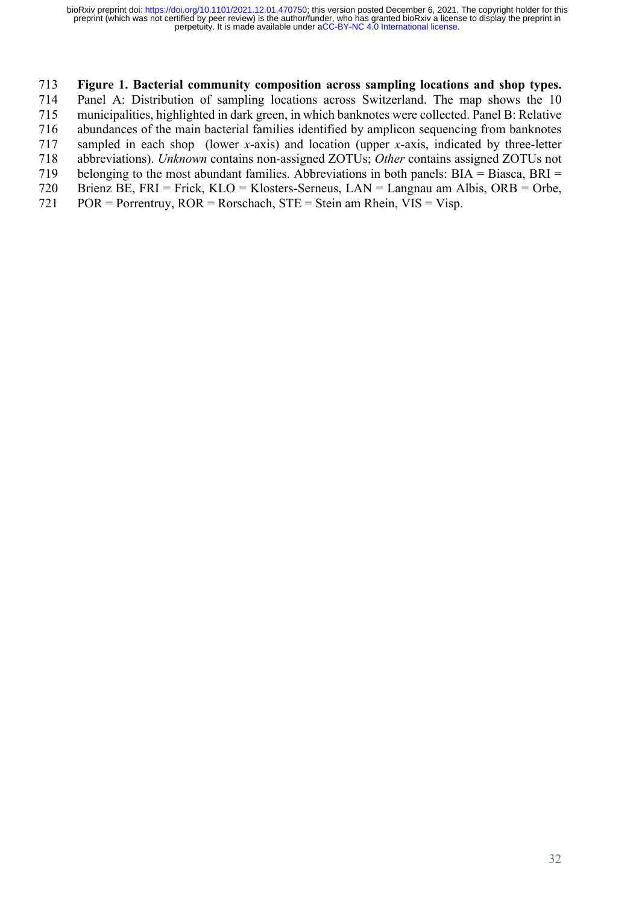**Figure 1. Bacterial community composition across sampling locations and shop types.** Panel A: Distribution of sampling locations across Switzerland. The map shows the 10 municipalities, highlighted in dark green, in which banknotes were collected. Panel B: Relative abundances of the main bacterial families identified by amplicon sequencing from banknotes sampled in each shop (lower *x*-axis) and location (upper *x*-axis, indicated by three-letter abbreviations). *Unknown* contains non-assigned ZOTUs; *Other* contains assigned ZOTUs not belonging to the most abundant families. Abbreviations in both panels: BIA = Biasca, BRI = Brienz BE, FRI = Frick, KLO = Klosters-Serneus, LAN = Langnau am Albis, ORB = Orbe, POR = Porrentruy, ROR = Rorschach, STE = Stein am Rhein, VIS = Visp.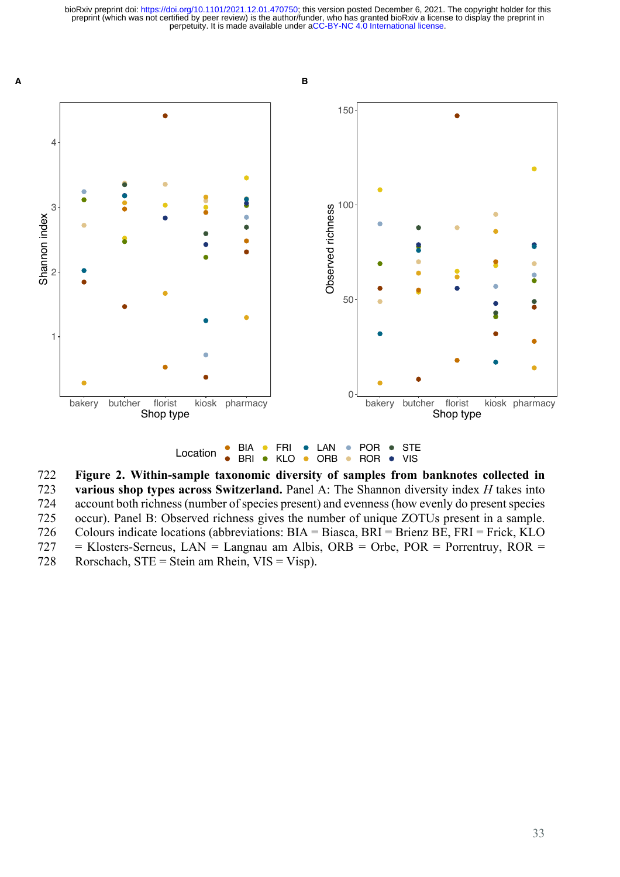**Figure 2. Within-sample taxonomic diversity of samples from banknotes collected in various shop types across Switzerland.** Panel A: The Shannon diversity index *H* takes into account both richness (number of species present) and evenness (how evenly do present species occur). Panel B: Observed richness gives the number of unique ZOTUs present in a sample. Colours indicate locations (abbreviations: BIA = Biasca, BRI = Brienz BE, FRI = Frick, KLO = Klosters-Serneus, LAN = Langnau am Albis, ORB = Orbe, POR = Porrentruy, ROR = Rorschach, STE = Stein am Rhein, VIS = Visp).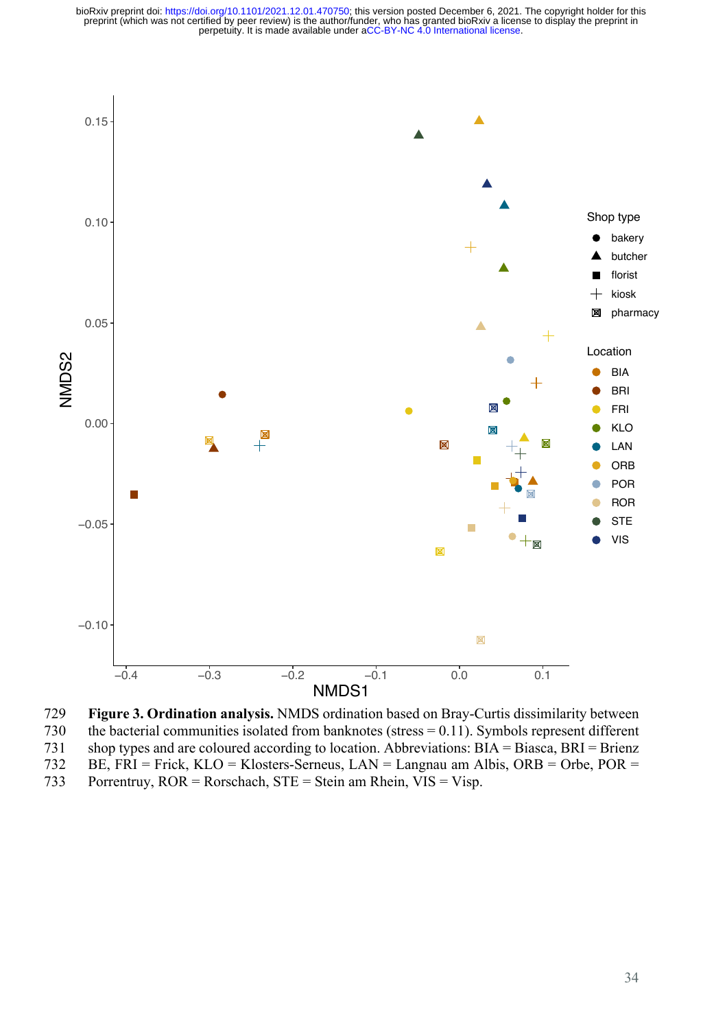Figure 3. **Ordination analysis.** NMDS ordination based on Bray-Curtis dissimilarity between the bacterial communities isolated from banknotes (stress = 0.11). Symbols represent different shop types and are coloured according to location. Abbreviations: BIA = Biasca, BRI = Brienz BE, FRI = Frick, KLO = Klosters-Serneus, LAN = Langnau am Albis, ORB = Orbe, POR = Porrentruy, ROR = Rorschach, STE = Stein am Rhein, VIS = Visp.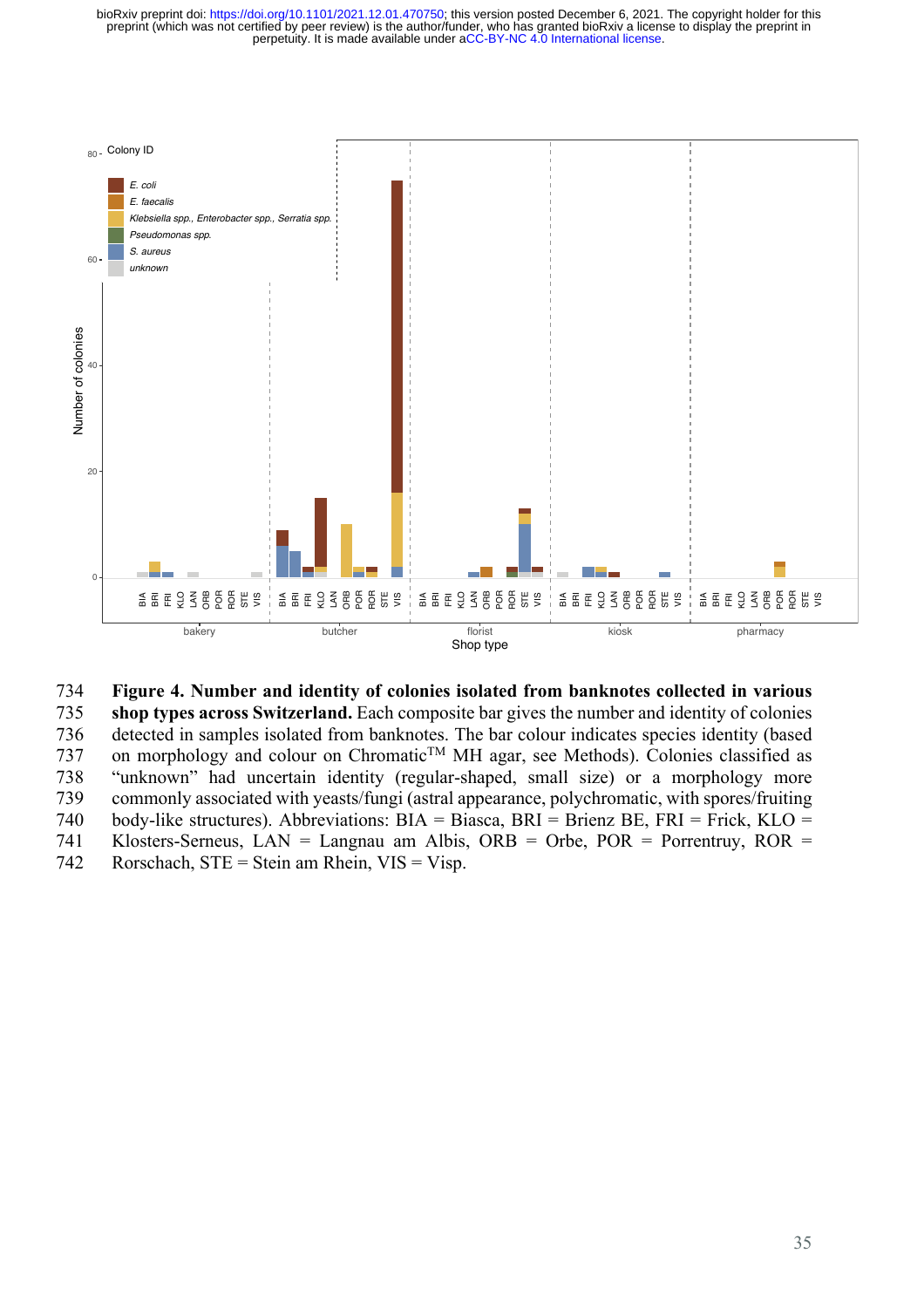**Figure 4. Number and identity of colonies isolated from banknotes collected in various shop types across Switzerland.** Each composite bar gives the number and identity of colonies detected in samples isolated from banknotes. The bar colour indicates species identity (based on morphology and colour on Chromatic™ MH agar, see Methods). Colonies classified as "unknown" had uncertain identity (regular-shaped, small size) or a morphology more commonly associated with yeasts/fungi (astral appearance, polychromatic, with spores/fruiting body-like structures). Abbreviations: BIA = Biasca, BRI = Brienz BE, FRI = Frick, KLO = Klosters-Serneus, LAN = Langnau am Albis, ORB = Orbe, POR = Porrentruy, ROR = Rorschach, STE = Stein am Rhein, VIS = Visp.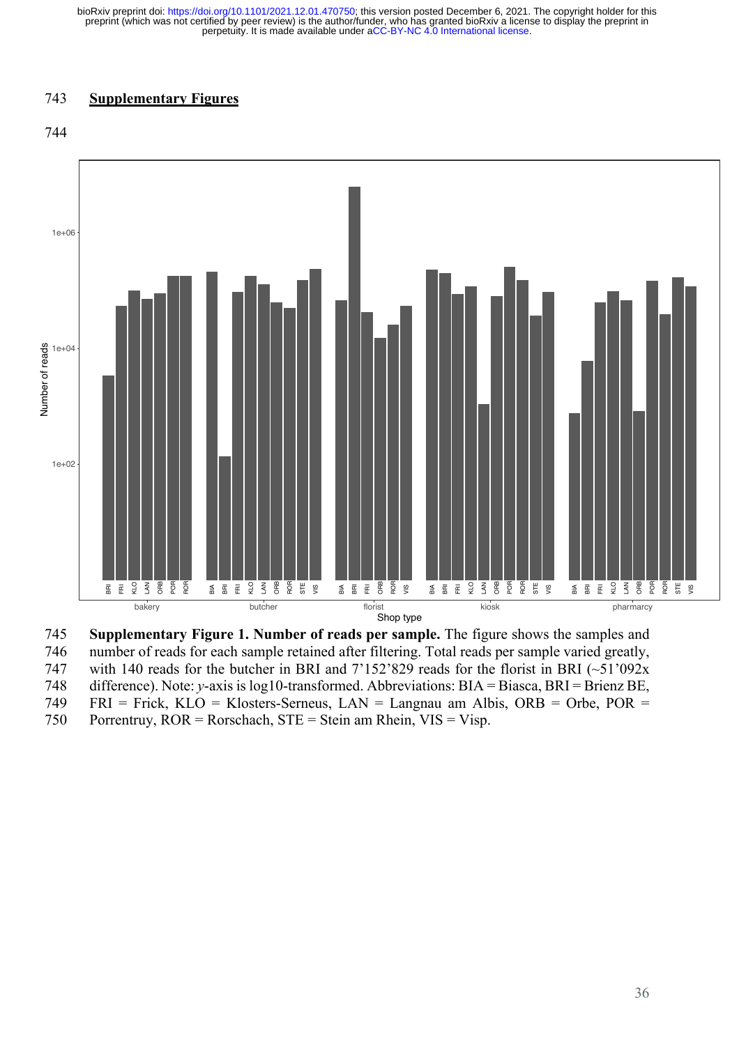## Supplementary Figures

**Supplementary Figure 1. Number of reads per sample.** The figure shows the samples and number of reads for each sample retained after filtering. Total reads per sample varied greatly, with 140 reads for the butcher in BRI and 7'152'829 reads for the florist in BRI (~51'092x difference). Note: *y*-axis is log10-transformed. Abbreviations: BIA = Biasca, BRI = Brienz BE, FRI = Frick, KLO = Klosters-Serneus, LAN = Langnau am Albis, ORB = Orbe, POR = Porrentruy, ROR = Rorschach, STE = Stein am Rhein, VIS = Visp.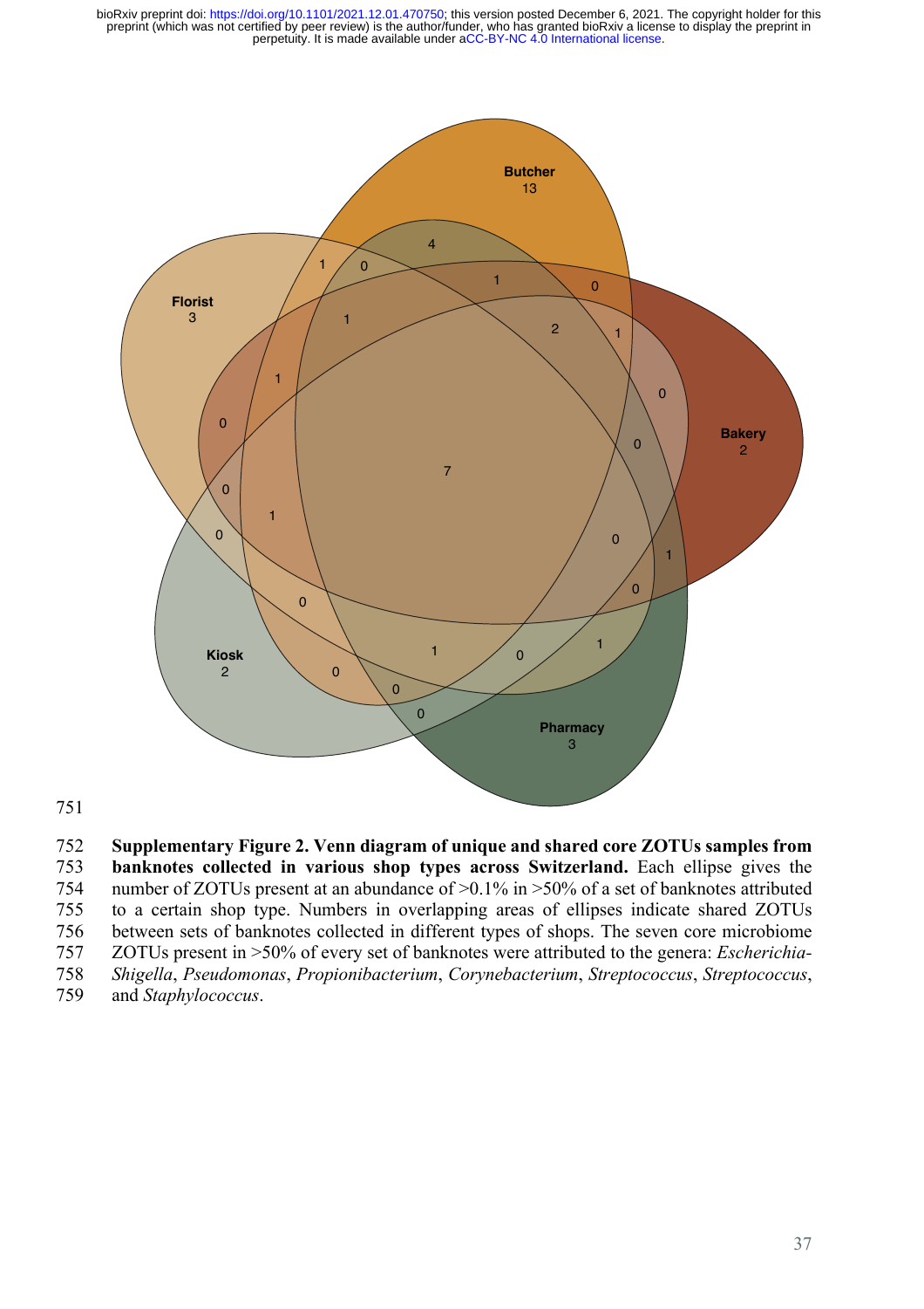Butcher
13

Florist
3

Bakery
2

Kiosk
2

Pharmacy
3

4
1
0
1
0
1
1
2
1
0
0
0
7
0
0
1
0
1
0
0
0
1
1
0
0
0

**Supplementary Figure 2. Venn diagram of unique and shared core ZOTUs samples from banknotes collected in various shop types across Switzerland.** Each ellipse gives the number of ZOTUs present at an abundance of >0.1% in >50% of a set of banknotes attributed to a certain shop type. Numbers in overlapping areas of ellipses indicate shared ZOTUs between sets of banknotes collected in different types of shops. The seven core microbiome ZOTUs present in >50% of every set of banknotes were attributed to the genera: *Escherichia-Shigella*, *Pseudomonas*, *Propionibacterium*, *Corynebacterium*, *Streptococcus*, *Streptococcus*, and *Staphylococcus*.